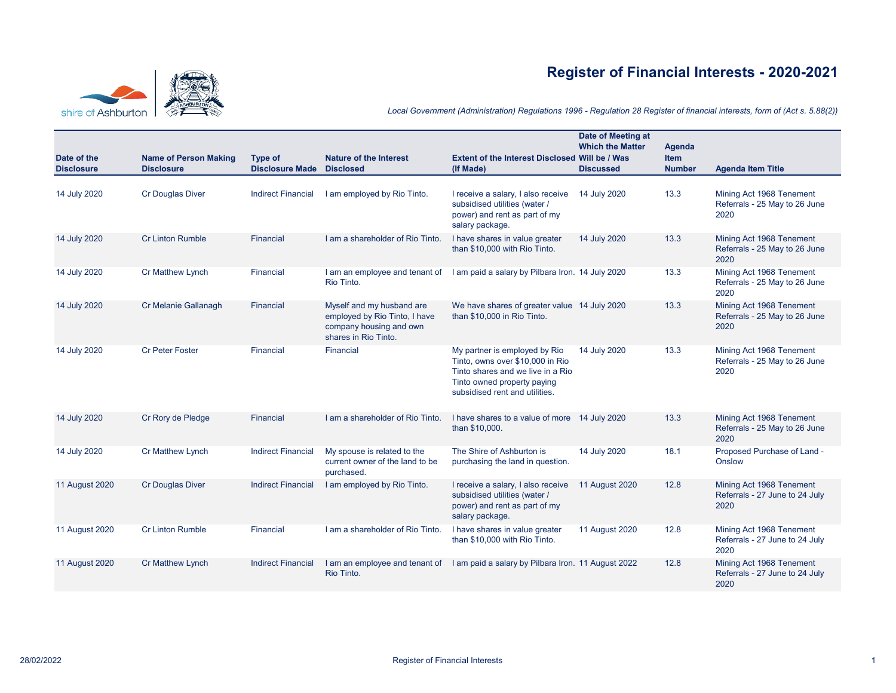# Register of Financial Interests - 2020-2021

*Local Government (Administration) Regulations 1996 - Regulation 28 Register of financial interests, form of (Act s. 5.88(2))*

| Date of the Disclosure | Name of Person Making Disclosure | Type of Disclosure Made | Nature of the Interest Disclosed | Extent of the Interest Disclosed (If Made) | Date of Meeting at Which the Matter Will be / Was Discussed | Agenda Item Number | Agenda Item Title |
|---|---|---|---|---|---|---|---|
| 14 July 2020 | Cr Douglas Diver | Indirect Financial | I am employed by Rio Tinto. | I receive a salary, I also receive subsidised utilities (water / power) and rent as part of my salary package. | 14 July 2020 | 13.3 | Mining Act 1968 Tenement Referrals - 25 May to 26 June 2020 |
| 14 July 2020 | Cr Linton Rumble | Financial | I am a shareholder of Rio Tinto. | I have shares in value greater than $10,000 with Rio Tinto. | 14 July 2020 | 13.3 | Mining Act 1968 Tenement Referrals - 25 May to 26 June 2020 |
| 14 July 2020 | Cr Matthew Lynch | Financial | I am an employee and tenant of Rio Tinto. | I am paid a salary by Pilbara Iron. | 14 July 2020 | 13.3 | Mining Act 1968 Tenement Referrals - 25 May to 26 June 2020 |
| 14 July 2020 | Cr Melanie Gallanagh | Financial | Myself and my husband are employed by Rio Tinto, I have company housing and own shares in Rio Tinto. | We have shares of greater value than $10,000 in Rio Tinto. | 14 July 2020 | 13.3 | Mining Act 1968 Tenement Referrals - 25 May to 26 June 2020 |
| 14 July 2020 | Cr Peter Foster | Financial | Financial | My partner is employed by Rio Tinto, owns over $10,000 in Rio Tinto shares and we live in a Rio Tinto owned property paying subsidised rent and utilities. | 14 July 2020 | 13.3 | Mining Act 1968 Tenement Referrals - 25 May to 26 June 2020 |
| 14 July 2020 | Cr Rory de Pledge | Financial | I am a shareholder of Rio Tinto. | I have shares to a value of more than $10,000. | 14 July 2020 | 13.3 | Mining Act 1968 Tenement Referrals - 25 May to 26 June 2020 |
| 14 July 2020 | Cr Matthew Lynch | Indirect Financial | My spouse is related to the current owner of the land to be purchased. | The Shire of Ashburton is purchasing the land in question. | 14 July 2020 | 18.1 | Proposed Purchase of Land - Onslow |
| 11 August 2020 | Cr Douglas Diver | Indirect Financial | I am employed by Rio Tinto. | I receive a salary, I also receive subsidised utilities (water / power) and rent as part of my salary package. | 11 August 2020 | 12.8 | Mining Act 1968 Tenement Referrals - 27 June to 24 July 2020 |
| 11 August 2020 | Cr Linton Rumble | Financial | I am a shareholder of Rio Tinto. | I have shares in value greater than $10,000 with Rio Tinto. | 11 August 2020 | 12.8 | Mining Act 1968 Tenement Referrals - 27 June to 24 July 2020 |
| 11 August 2020 | Cr Matthew Lynch | Indirect Financial | I am an employee and tenant of Rio Tinto. | I am paid a salary by Pilbara Iron. | 11 August 2022 | 12.8 | Mining Act 1968 Tenement Referrals - 27 June to 24 July 2020 |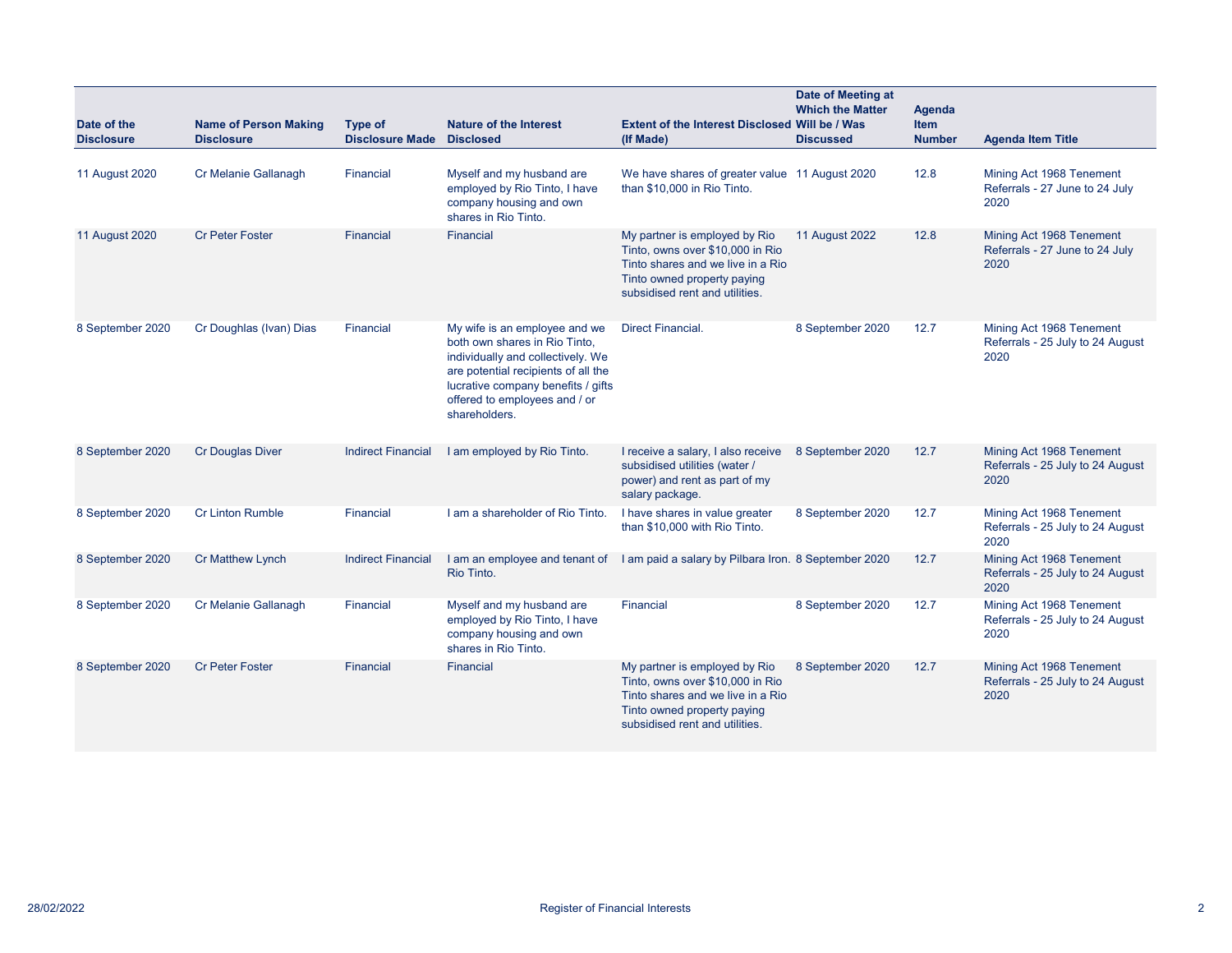| Date of the Disclosure | Name of Person Making Disclosure | Type of Disclosure Made | Nature of the Interest Disclosed | Extent of the Interest Disclosed (If Made) | Date of Meeting at Which the Matter Will be / Was Discussed | Agenda Item Number | Agenda Item Title |
|---|---|---|---|---|---|---|---|
| 11 August 2020 | Cr Melanie Gallanagh | Financial | Myself and my husband are employed by Rio Tinto, I have company housing and own shares in Rio Tinto. | We have shares of greater value than $10,000 in Rio Tinto. | 11 August 2020 | 12.8 | Mining Act 1968 Tenement Referrals - 27 June to 24 July 2020 |
| 11 August 2020 | Cr Peter Foster | Financial | Financial | My partner is employed by Rio Tinto, owns over $10,000 in Rio Tinto shares and we live in a Rio Tinto owned property paying subsidised rent and utilities. | 11 August 2022 | 12.8 | Mining Act 1968 Tenement Referrals - 27 June to 24 July 2020 |
| 8 September 2020 | Cr Doughlas (Ivan) Dias | Financial | My wife is an employee and we both own shares in Rio Tinto, individually and collectively. We are potential recipients of all the lucrative company benefits / gifts offered to employees and / or shareholders. | Direct Financial. | 8 September 2020 | 12.7 | Mining Act 1968 Tenement Referrals - 25 July to 24 August 2020 |
| 8 September 2020 | Cr Douglas Diver | Indirect Financial | I am employed by Rio Tinto. | I receive a salary, I also receive subsidised utilities (water / power) and rent as part of my salary package. | 8 September 2020 | 12.7 | Mining Act 1968 Tenement Referrals - 25 July to 24 August 2020 |
| 8 September 2020 | Cr Linton Rumble | Financial | I am a shareholder of Rio Tinto. | I have shares in value greater than $10,000 with Rio Tinto. | 8 September 2020 | 12.7 | Mining Act 1968 Tenement Referrals - 25 July to 24 August 2020 |
| 8 September 2020 | Cr Matthew Lynch | Indirect Financial | I am an employee and tenant of Rio Tinto. | I am paid a salary by Pilbara Iron. | 8 September 2020 | 12.7 | Mining Act 1968 Tenement Referrals - 25 July to 24 August 2020 |
| 8 September 2020 | Cr Melanie Gallanagh | Financial | Myself and my husband are employed by Rio Tinto, I have company housing and own shares in Rio Tinto. | Financial | 8 September 2020 | 12.7 | Mining Act 1968 Tenement Referrals - 25 July to 24 August 2020 |
| 8 September 2020 | Cr Peter Foster | Financial | Financial | My partner is employed by Rio Tinto, owns over $10,000 in Rio Tinto shares and we live in a Rio Tinto owned property paying subsidised rent and utilities. | 8 September 2020 | 12.7 | Mining Act 1968 Tenement Referrals - 25 July to 24 August 2020 |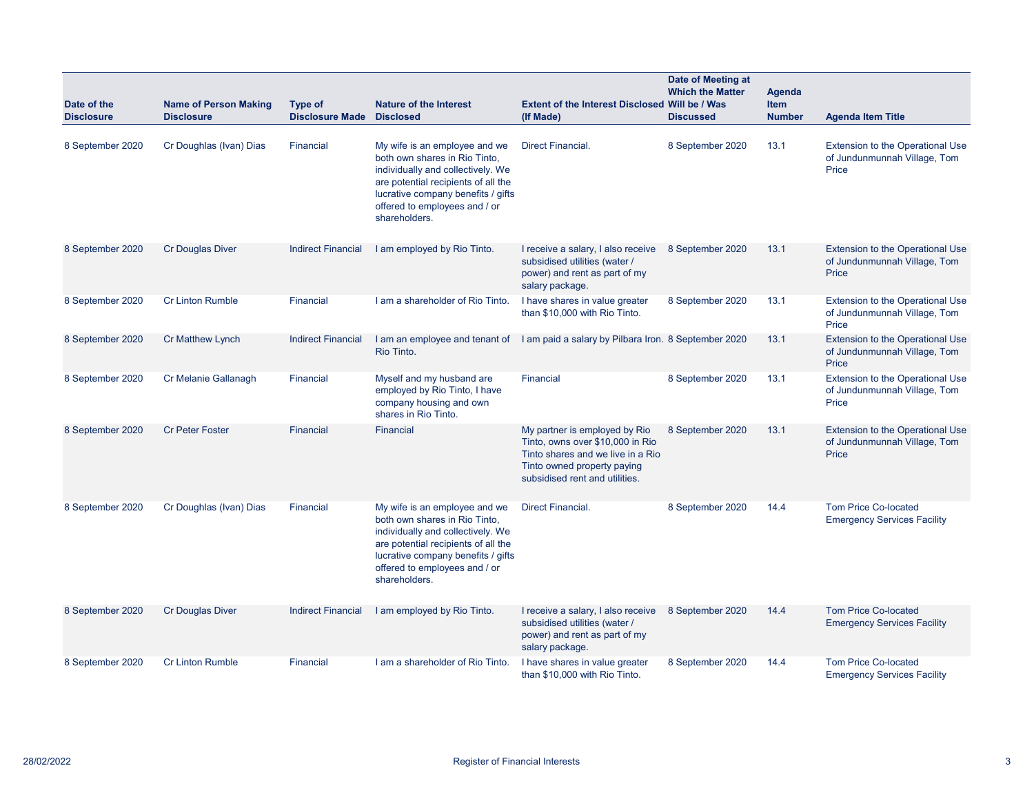| Date of the Disclosure | Name of Person Making Disclosure | Type of Disclosure Made | Nature of the Interest Disclosed | Extent of the Interest Disclosed (If Made) | Date of Meeting at Which the Matter Will be / Was Discussed | Agenda Item Number | Agenda Item Title |
|---|---|---|---|---|---|---|---|
| 8 September 2020 | Cr Doughlas (Ivan) Dias | Financial | My wife is an employee and we both own shares in Rio Tinto, individually and collectively. We are potential recipients of all the lucrative company benefits / gifts offered to employees and / or shareholders. | Direct Financial. | 8 September 2020 | 13.1 | Extension to the Operational Use of Jundunmunnah Village, Tom Price |
| 8 September 2020 | Cr Douglas Diver | Indirect Financial | I am employed by Rio Tinto. | I receive a salary, I also receive subsidised utilities (water / power) and rent as part of my salary package. | 8 September 2020 | 13.1 | Extension to the Operational Use of Jundunmunnah Village, Tom Price |
| 8 September 2020 | Cr Linton Rumble | Financial | I am a shareholder of Rio Tinto. | I have shares in value greater than $10,000 with Rio Tinto. | 8 September 2020 | 13.1 | Extension to the Operational Use of Jundunmunnah Village, Tom Price |
| 8 September 2020 | Cr Matthew Lynch | Indirect Financial | I am an employee and tenant of Rio Tinto. | I am paid a salary by Pilbara Iron. | 8 September 2020 | 13.1 | Extension to the Operational Use of Jundunmunnah Village, Tom Price |
| 8 September 2020 | Cr Melanie Gallanagh | Financial | Myself and my husband are employed by Rio Tinto, I have company housing and own shares in Rio Tinto. | Financial | 8 September 2020 | 13.1 | Extension to the Operational Use of Jundunmunnah Village, Tom Price |
| 8 September 2020 | Cr Peter Foster | Financial | Financial | My partner is employed by Rio Tinto, owns over $10,000 in Rio Tinto shares and we live in a Rio Tinto owned property paying subsidised rent and utilities. | 8 September 2020 | 13.1 | Extension to the Operational Use of Jundunmunnah Village, Tom Price |
| 8 September 2020 | Cr Doughlas (Ivan) Dias | Financial | My wife is an employee and we both own shares in Rio Tinto, individually and collectively. We are potential recipients of all the lucrative company benefits / gifts offered to employees and / or shareholders. | Direct Financial. | 8 September 2020 | 14.4 | Tom Price Co-located Emergency Services Facility |
| 8 September 2020 | Cr Douglas Diver | Indirect Financial | I am employed by Rio Tinto. | I receive a salary, I also receive subsidised utilities (water / power) and rent as part of my salary package. | 8 September 2020 | 14.4 | Tom Price Co-located Emergency Services Facility |
| 8 September 2020 | Cr Linton Rumble | Financial | I am a shareholder of Rio Tinto. | I have shares in value greater than $10,000 with Rio Tinto. | 8 September 2020 | 14.4 | Tom Price Co-located Emergency Services Facility |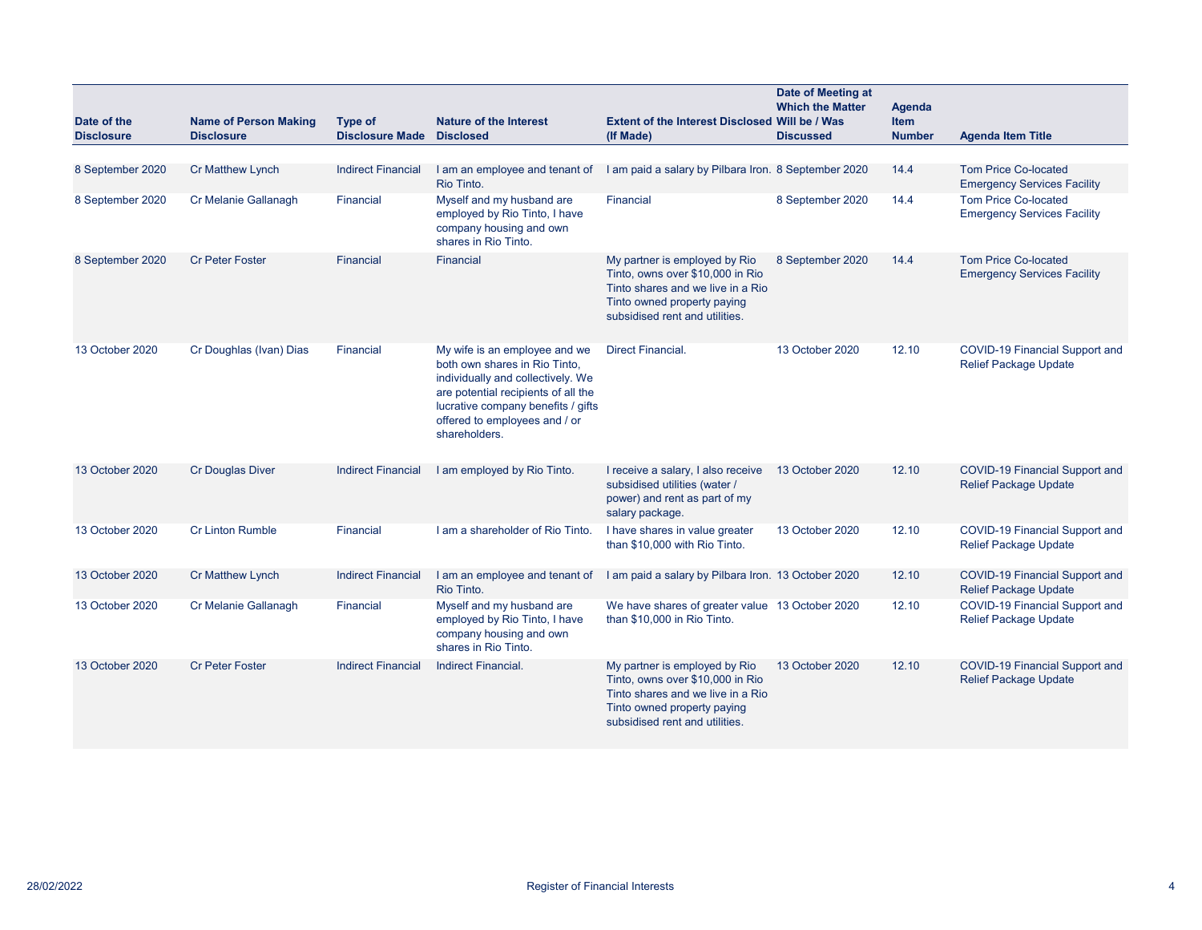| Date of the Disclosure | Name of Person Making Disclosure | Type of Disclosure Made | Nature of the Interest Disclosed | Extent of the Interest Disclosed (If Made) | Date of Meeting at Which the Matter Will be / Was Discussed | Agenda Item Number | Agenda Item Title |
|---|---|---|---|---|---|---|---|
| 8 September 2020 | Cr Matthew Lynch | Indirect Financial | I am an employee and tenant of Rio Tinto. | I am paid a salary by Pilbara Iron. | 8 September 2020 | 14.4 | Tom Price Co-located Emergency Services Facility |
| 8 September 2020 | Cr Melanie Gallanagh | Financial | Myself and my husband are employed by Rio Tinto, I have company housing and own shares in Rio Tinto. | Financial | 8 September 2020 | 14.4 | Tom Price Co-located Emergency Services Facility |
| 8 September 2020 | Cr Peter Foster | Financial | Financial | My partner is employed by Rio Tinto, owns over $10,000 in Rio Tinto shares and we live in a Rio Tinto owned property paying subsidised rent and utilities. | 8 September 2020 | 14.4 | Tom Price Co-located Emergency Services Facility |
| 13 October 2020 | Cr Doughlas (Ivan) Dias | Financial | My wife is an employee and we both own shares in Rio Tinto, individually and collectively. We are potential recipients of all the lucrative company benefits / gifts offered to employees and / or shareholders. | Direct Financial. | 13 October 2020 | 12.10 | COVID-19 Financial Support and Relief Package Update |
| 13 October 2020 | Cr Douglas Diver | Indirect Financial | I am employed by Rio Tinto. | I receive a salary, I also receive subsidised utilities (water / power) and rent as part of my salary package. | 13 October 2020 | 12.10 | COVID-19 Financial Support and Relief Package Update |
| 13 October 2020 | Cr Linton Rumble | Financial | I am a shareholder of Rio Tinto. | I have shares in value greater than $10,000 with Rio Tinto. | 13 October 2020 | 12.10 | COVID-19 Financial Support and Relief Package Update |
| 13 October 2020 | Cr Matthew Lynch | Indirect Financial | I am an employee and tenant of Rio Tinto. | I am paid a salary by Pilbara Iron. | 13 October 2020 | 12.10 | COVID-19 Financial Support and Relief Package Update |
| 13 October 2020 | Cr Melanie Gallanagh | Financial | Myself and my husband are employed by Rio Tinto, I have company housing and own shares in Rio Tinto. | We have shares of greater value than $10,000 in Rio Tinto. | 13 October 2020 | 12.10 | COVID-19 Financial Support and Relief Package Update |
| 13 October 2020 | Cr Peter Foster | Indirect Financial | Indirect Financial. | My partner is employed by Rio Tinto, owns over $10,000 in Rio Tinto shares and we live in a Rio Tinto owned property paying subsidised rent and utilities. | 13 October 2020 | 12.10 | COVID-19 Financial Support and Relief Package Update |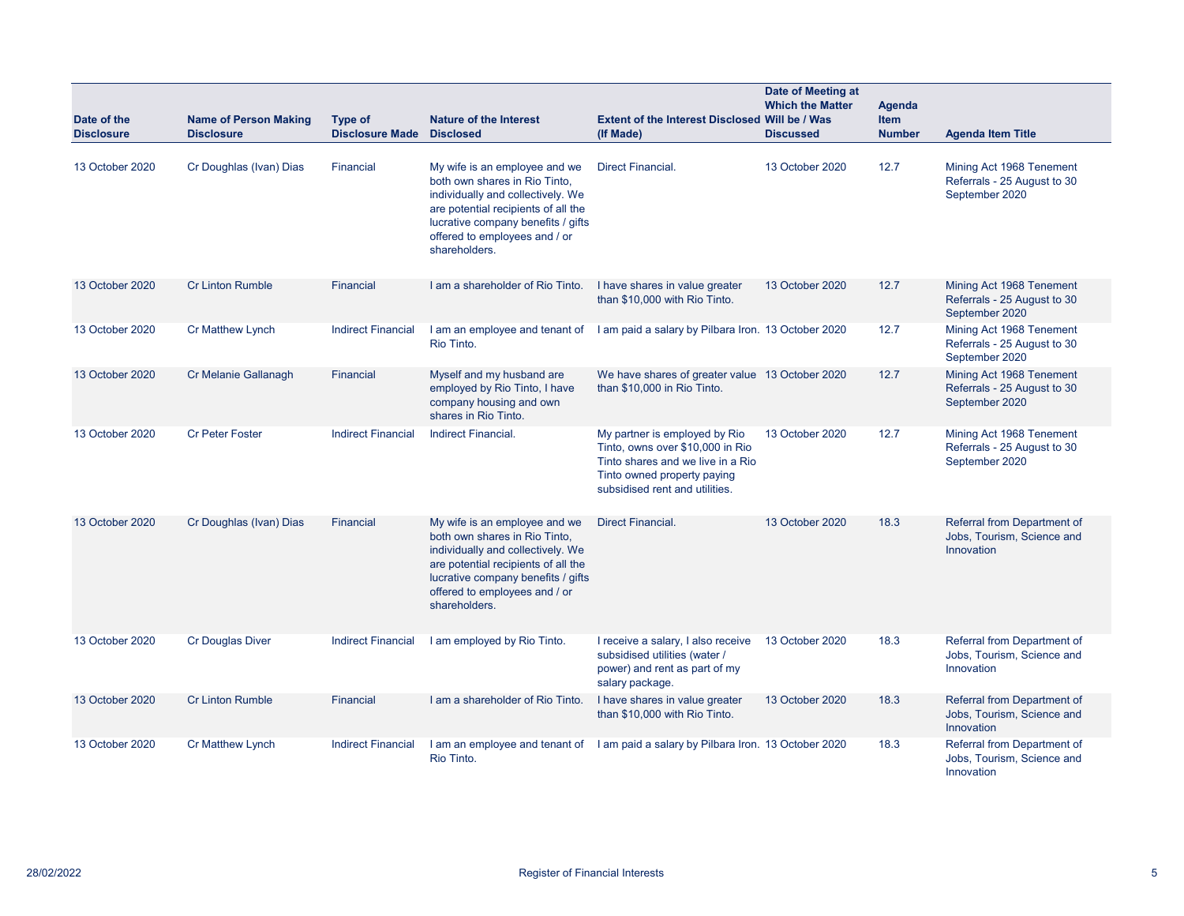| Date of the Disclosure | Name of Person Making Disclosure | Type of Disclosure Made | Nature of the Interest Disclosed | Extent of the Interest Disclosed (If Made) | Date of Meeting at Which the Matter Will be / Was Discussed | Agenda Item Number | Agenda Item Title |
|---|---|---|---|---|---|---|---|
| 13 October 2020 | Cr Doughlas (Ivan) Dias | Financial | My wife is an employee and we both own shares in Rio Tinto, individually and collectively. We are potential recipients of all the lucrative company benefits / gifts offered to employees and / or shareholders. | Direct Financial. | 13 October 2020 | 12.7 | Mining Act 1968 Tenement Referrals - 25 August to 30 September 2020 |
| 13 October 2020 | Cr Linton Rumble | Financial | I am a shareholder of Rio Tinto. | I have shares in value greater than $10,000 with Rio Tinto. | 13 October 2020 | 12.7 | Mining Act 1968 Tenement Referrals - 25 August to 30 September 2020 |
| 13 October 2020 | Cr Matthew Lynch | Indirect Financial | I am an employee and tenant of Rio Tinto. | I am paid a salary by Pilbara Iron. | 13 October 2020 | 12.7 | Mining Act 1968 Tenement Referrals - 25 August to 30 September 2020 |
| 13 October 2020 | Cr Melanie Gallanagh | Financial | Myself and my husband are employed by Rio Tinto, I have company housing and own shares in Rio Tinto. | We have shares of greater value than $10,000 in Rio Tinto. | 13 October 2020 | 12.7 | Mining Act 1968 Tenement Referrals - 25 August to 30 September 2020 |
| 13 October 2020 | Cr Peter Foster | Indirect Financial | Indirect Financial. | My partner is employed by Rio Tinto, owns over $10,000 in Rio Tinto shares and we live in a Rio Tinto owned property paying subsidised rent and utilities. | 13 October 2020 | 12.7 | Mining Act 1968 Tenement Referrals - 25 August to 30 September 2020 |
| 13 October 2020 | Cr Doughlas (Ivan) Dias | Financial | My wife is an employee and we both own shares in Rio Tinto, individually and collectively. We are potential recipients of all the lucrative company benefits / gifts offered to employees and / or shareholders. | Direct Financial. | 13 October 2020 | 18.3 | Referral from Department of Jobs, Tourism, Science and Innovation |
| 13 October 2020 | Cr Douglas Diver | Indirect Financial | I am employed by Rio Tinto. | I receive a salary, I also receive subsidised utilities (water / power) and rent as part of my salary package. | 13 October 2020 | 18.3 | Referral from Department of Jobs, Tourism, Science and Innovation |
| 13 October 2020 | Cr Linton Rumble | Financial | I am a shareholder of Rio Tinto. | I have shares in value greater than $10,000 with Rio Tinto. | 13 October 2020 | 18.3 | Referral from Department of Jobs, Tourism, Science and Innovation |
| 13 October 2020 | Cr Matthew Lynch | Indirect Financial | I am an employee and tenant of Rio Tinto. | I am paid a salary by Pilbara Iron. | 13 October 2020 | 18.3 | Referral from Department of Jobs, Tourism, Science and Innovation |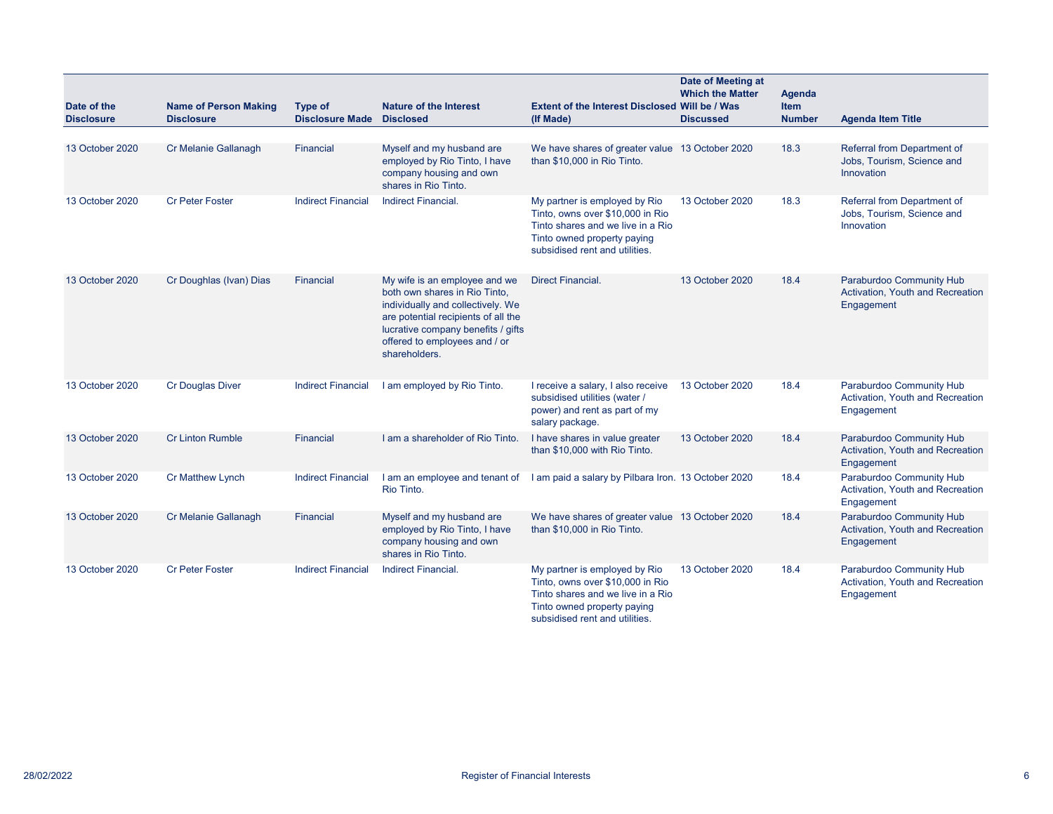| Date of the Disclosure | Name of Person Making Disclosure | Type of Disclosure Made | Nature of the Interest Disclosed | Extent of the Interest Disclosed (If Made) | Date of Meeting at Which the Matter Will be / Was Discussed | Agenda Item Number | Agenda Item Title |
|---|---|---|---|---|---|---|---|
| 13 October 2020 | Cr Melanie Gallanagh | Financial | Myself and my husband are employed by Rio Tinto, I have company housing and own shares in Rio Tinto. | We have shares of greater value than $10,000 in Rio Tinto. | 13 October 2020 | 18.3 | Referral from Department of Jobs, Tourism, Science and Innovation |
| 13 October 2020 | Cr Peter Foster | Indirect Financial | Indirect Financial. | My partner is employed by Rio Tinto, owns over $10,000 in Rio Tinto shares and we live in a Rio Tinto owned property paying subsidised rent and utilities. | 13 October 2020 | 18.3 | Referral from Department of Jobs, Tourism, Science and Innovation |
| 13 October 2020 | Cr Doughlas (Ivan) Dias | Financial | My wife is an employee and we both own shares in Rio Tinto, individually and collectively. We are potential recipients of all the lucrative company benefits / gifts offered to employees and / or shareholders. | Direct Financial. | 13 October 2020 | 18.4 | Paraburdoo Community Hub Activation, Youth and Recreation Engagement |
| 13 October 2020 | Cr Douglas Diver | Indirect Financial | I am employed by Rio Tinto. | I receive a salary, I also receive subsidised utilities (water / power) and rent as part of my salary package. | 13 October 2020 | 18.4 | Paraburdoo Community Hub Activation, Youth and Recreation Engagement |
| 13 October 2020 | Cr Linton Rumble | Financial | I am a shareholder of Rio Tinto. | I have shares in value greater than $10,000 with Rio Tinto. | 13 October 2020 | 18.4 | Paraburdoo Community Hub Activation, Youth and Recreation Engagement |
| 13 October 2020 | Cr Matthew Lynch | Indirect Financial | I am an employee and tenant of Rio Tinto. | I am paid a salary by Pilbara Iron. | 13 October 2020 | 18.4 | Paraburdoo Community Hub Activation, Youth and Recreation Engagement |
| 13 October 2020 | Cr Melanie Gallanagh | Financial | Myself and my husband are employed by Rio Tinto, I have company housing and own shares in Rio Tinto. | We have shares of greater value than $10,000 in Rio Tinto. | 13 October 2020 | 18.4 | Paraburdoo Community Hub Activation, Youth and Recreation Engagement |
| 13 October 2020 | Cr Peter Foster | Indirect Financial | Indirect Financial. | My partner is employed by Rio Tinto, owns over $10,000 in Rio Tinto shares and we live in a Rio Tinto owned property paying subsidised rent and utilities. | 13 October 2020 | 18.4 | Paraburdoo Community Hub Activation, Youth and Recreation Engagement |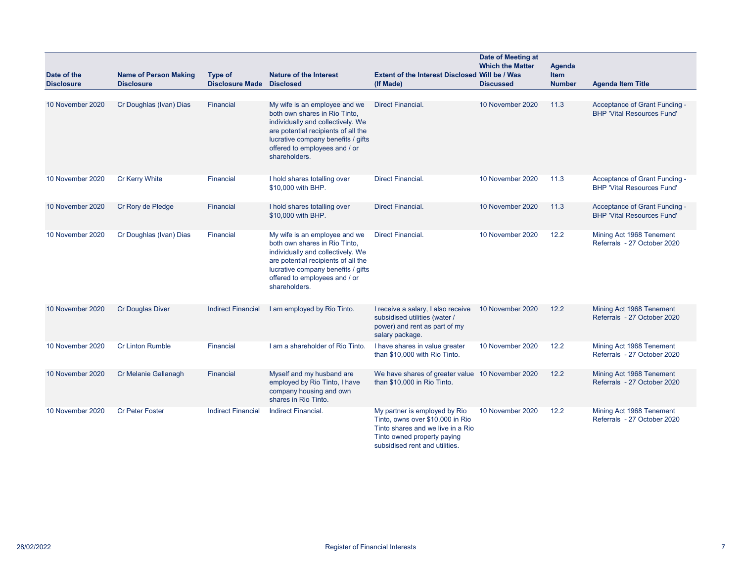| Date of the Disclosure | Name of Person Making Disclosure | Type of Disclosure Made | Nature of the Interest Disclosed | Extent of the Interest Disclosed (If Made) | Date of Meeting at Which the Matter Will be / Was Discussed | Agenda Item Number | Agenda Item Title |
|---|---|---|---|---|---|---|---|
| 10 November 2020 | Cr Doughlas (Ivan) Dias | Financial | My wife is an employee and we both own shares in Rio Tinto, individually and collectively. We are potential recipients of all the lucrative company benefits / gifts offered to employees and / or shareholders. | Direct Financial. | 10 November 2020 | 11.3 | Acceptance of Grant Funding - BHP 'Vital Resources Fund' |
| 10 November 2020 | Cr Kerry White | Financial | I hold shares totalling over $10,000 with BHP. | Direct Financial. | 10 November 2020 | 11.3 | Acceptance of Grant Funding - BHP 'Vital Resources Fund' |
| 10 November 2020 | Cr Rory de Pledge | Financial | I hold shares totalling over $10,000 with BHP. | Direct Financial. | 10 November 2020 | 11.3 | Acceptance of Grant Funding - BHP 'Vital Resources Fund' |
| 10 November 2020 | Cr Doughlas (Ivan) Dias | Financial | My wife is an employee and we both own shares in Rio Tinto, individually and collectively. We are potential recipients of all the lucrative company benefits / gifts offered to employees and / or shareholders. | Direct Financial. | 10 November 2020 | 12.2 | Mining Act 1968 Tenement Referrals - 27 October 2020 |
| 10 November 2020 | Cr Douglas Diver | Indirect Financial | I am employed by Rio Tinto. | I receive a salary, I also receive subsidised utilities (water / power) and rent as part of my salary package. | 10 November 2020 | 12.2 | Mining Act 1968 Tenement Referrals - 27 October 2020 |
| 10 November 2020 | Cr Linton Rumble | Financial | I am a shareholder of Rio Tinto. | I have shares in value greater than $10,000 with Rio Tinto. | 10 November 2020 | 12.2 | Mining Act 1968 Tenement Referrals - 27 October 2020 |
| 10 November 2020 | Cr Melanie Gallanagh | Financial | Myself and my husband are employed by Rio Tinto, I have company housing and own shares in Rio Tinto. | We have shares of greater value than $10,000 in Rio Tinto. | 10 November 2020 | 12.2 | Mining Act 1968 Tenement Referrals - 27 October 2020 |
| 10 November 2020 | Cr Peter Foster | Indirect Financial | Indirect Financial. | My partner is employed by Rio Tinto, owns over $10,000 in Rio Tinto shares and we live in a Rio Tinto owned property paying subsidised rent and utilities. | 10 November 2020 | 12.2 | Mining Act 1968 Tenement Referrals - 27 October 2020 |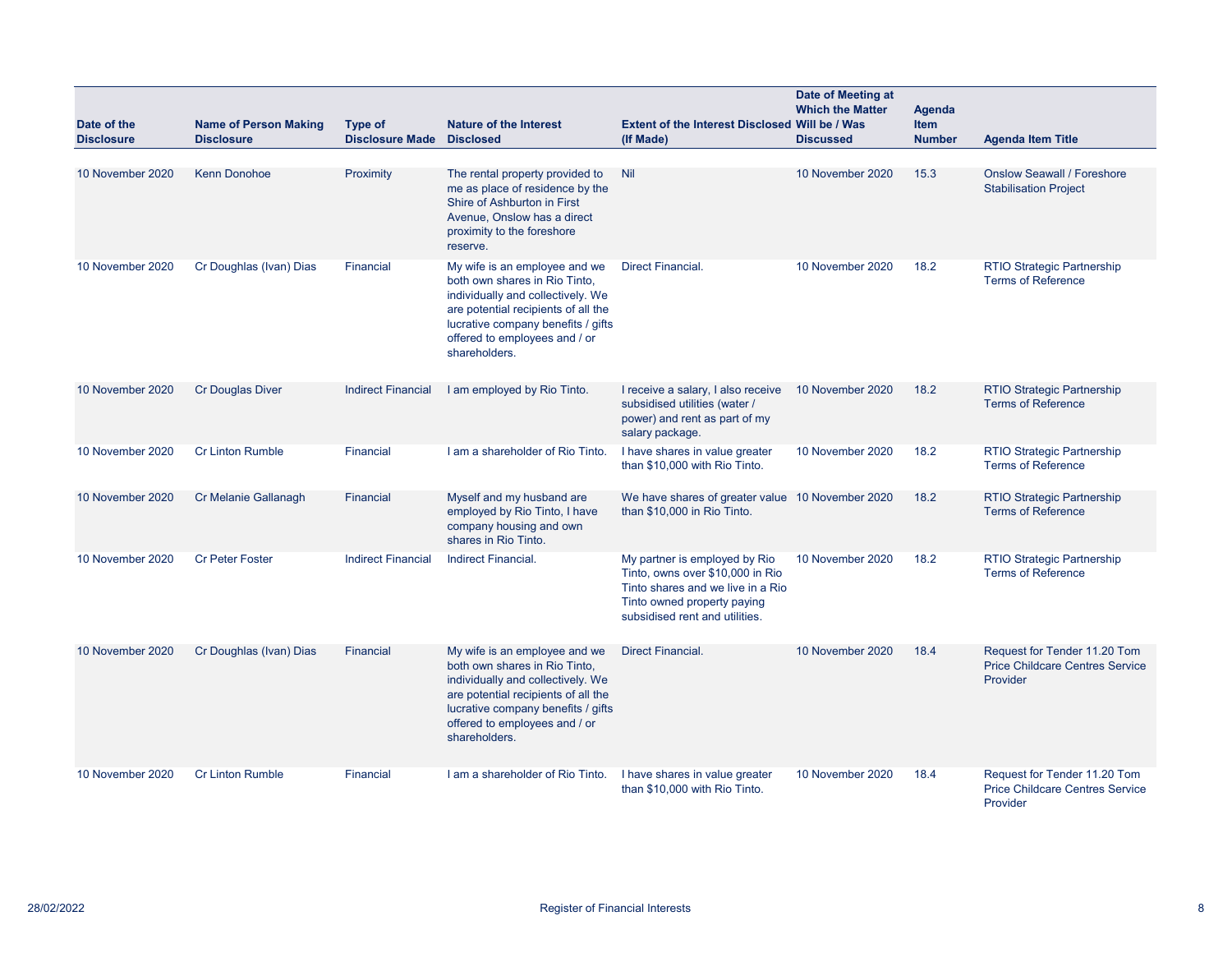| Date of the Disclosure | Name of Person Making Disclosure | Type of Disclosure Made | Nature of the Interest Disclosed | Extent of the Interest Disclosed (If Made) | Date of Meeting at Which the Matter Will be / Was Discussed | Agenda Item Number | Agenda Item Title |
|---|---|---|---|---|---|---|---|
| 10 November 2020 | Kenn Donohoe | Proximity | The rental property provided to me as place of residence by the Shire of Ashburton in First Avenue, Onslow has a direct proximity to the foreshore reserve. | Nil | 10 November 2020 | 15.3 | Onslow Seawall / Foreshore Stabilisation Project |
| 10 November 2020 | Cr Doughlas (Ivan) Dias | Financial | My wife is an employee and we both own shares in Rio Tinto, individually and collectively. We are potential recipients of all the lucrative company benefits / gifts offered to employees and / or shareholders. | Direct Financial. | 10 November 2020 | 18.2 | RTIO Strategic Partnership Terms of Reference |
| 10 November 2020 | Cr Douglas Diver | Indirect Financial | I am employed by Rio Tinto. | I receive a salary, I also receive subsidised utilities (water / power) and rent as part of my salary package. | 10 November 2020 | 18.2 | RTIO Strategic Partnership Terms of Reference |
| 10 November 2020 | Cr Linton Rumble | Financial | I am a shareholder of Rio Tinto. | I have shares in value greater than $10,000 with Rio Tinto. | 10 November 2020 | 18.2 | RTIO Strategic Partnership Terms of Reference |
| 10 November 2020 | Cr Melanie Gallanagh | Financial | Myself and my husband are employed by Rio Tinto, I have company housing and own shares in Rio Tinto. | We have shares of greater value than $10,000 in Rio Tinto. | 10 November 2020 | 18.2 | RTIO Strategic Partnership Terms of Reference |
| 10 November 2020 | Cr Peter Foster | Indirect Financial | Indirect Financial. | My partner is employed by Rio Tinto, owns over $10,000 in Rio Tinto shares and we live in a Rio Tinto owned property paying subsidised rent and utilities. | 10 November 2020 | 18.2 | RTIO Strategic Partnership Terms of Reference |
| 10 November 2020 | Cr Doughlas (Ivan) Dias | Financial | My wife is an employee and we both own shares in Rio Tinto, individually and collectively. We are potential recipients of all the lucrative company benefits / gifts offered to employees and / or shareholders. | Direct Financial. | 10 November 2020 | 18.4 | Request for Tender 11.20 Tom Price Childcare Centres Service Provider |
| 10 November 2020 | Cr Linton Rumble | Financial | I am a shareholder of Rio Tinto. | I have shares in value greater than $10,000 with Rio Tinto. | 10 November 2020 | 18.4 | Request for Tender 11.20 Tom Price Childcare Centres Service Provider |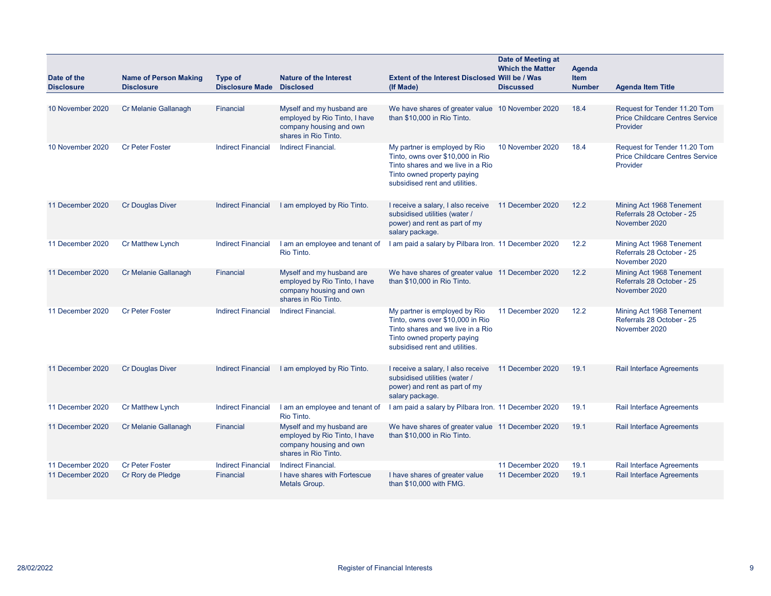| Date of the Disclosure | Name of Person Making Disclosure | Type of Disclosure Made | Nature of the Interest Disclosed | Extent of the Interest Disclosed (If Made) | Date of Meeting at Which the Matter Will be / Was Discussed | Agenda Item Number | Agenda Item Title |
|---|---|---|---|---|---|---|---|
| 10 November 2020 | Cr Melanie Gallanagh | Financial | Myself and my husband are employed by Rio Tinto, I have company housing and own shares in Rio Tinto. | We have shares of greater value than $10,000 in Rio Tinto. | 10 November 2020 | 18.4 | Request for Tender 11.20 Tom Price Childcare Centres Service Provider |
| 10 November 2020 | Cr Peter Foster | Indirect Financial | Indirect Financial. | My partner is employed by Rio Tinto, owns over $10,000 in Rio Tinto shares and we live in a Rio Tinto owned property paying subsidised rent and utilities. | 10 November 2020 | 18.4 | Request for Tender 11.20 Tom Price Childcare Centres Service Provider |
| 11 December 2020 | Cr Douglas Diver | Indirect Financial | I am employed by Rio Tinto. | I receive a salary, I also receive subsidised utilities (water / power) and rent as part of my salary package. | 11 December 2020 | 12.2 | Mining Act 1968 Tenement Referrals 28 October - 25 November 2020 |
| 11 December 2020 | Cr Matthew Lynch | Indirect Financial | I am an employee and tenant of Rio Tinto. | I am paid a salary by Pilbara Iron. | 11 December 2020 | 12.2 | Mining Act 1968 Tenement Referrals 28 October - 25 November 2020 |
| 11 December 2020 | Cr Melanie Gallanagh | Financial | Myself and my husband are employed by Rio Tinto, I have company housing and own shares in Rio Tinto. | We have shares of greater value than $10,000 in Rio Tinto. | 11 December 2020 | 12.2 | Mining Act 1968 Tenement Referrals 28 October - 25 November 2020 |
| 11 December 2020 | Cr Peter Foster | Indirect Financial | Indirect Financial. | My partner is employed by Rio Tinto, owns over $10,000 in Rio Tinto shares and we live in a Rio Tinto owned property paying subsidised rent and utilities. | 11 December 2020 | 12.2 | Mining Act 1968 Tenement Referrals 28 October - 25 November 2020 |
| 11 December 2020 | Cr Douglas Diver | Indirect Financial | I am employed by Rio Tinto. | I receive a salary, I also receive subsidised utilities (water / power) and rent as part of my salary package. | 11 December 2020 | 19.1 | Rail Interface Agreements |
| 11 December 2020 | Cr Matthew Lynch | Indirect Financial | I am an employee and tenant of Rio Tinto. | I am paid a salary by Pilbara Iron. | 11 December 2020 | 19.1 | Rail Interface Agreements |
| 11 December 2020 | Cr Melanie Gallanagh | Financial | Myself and my husband are employed by Rio Tinto, I have company housing and own shares in Rio Tinto. | We have shares of greater value than $10,000 in Rio Tinto. | 11 December 2020 | 19.1 | Rail Interface Agreements |
| 11 December 2020 | Cr Peter Foster | Indirect Financial | Indirect Financial. | | 11 December 2020 | 19.1 | Rail Interface Agreements |
| 11 December 2020 | Cr Rory de Pledge | Financial | I have shares with Fortescue Metals Group. | I have shares of greater value than $10,000 with FMG. | 11 December 2020 | 19.1 | Rail Interface Agreements |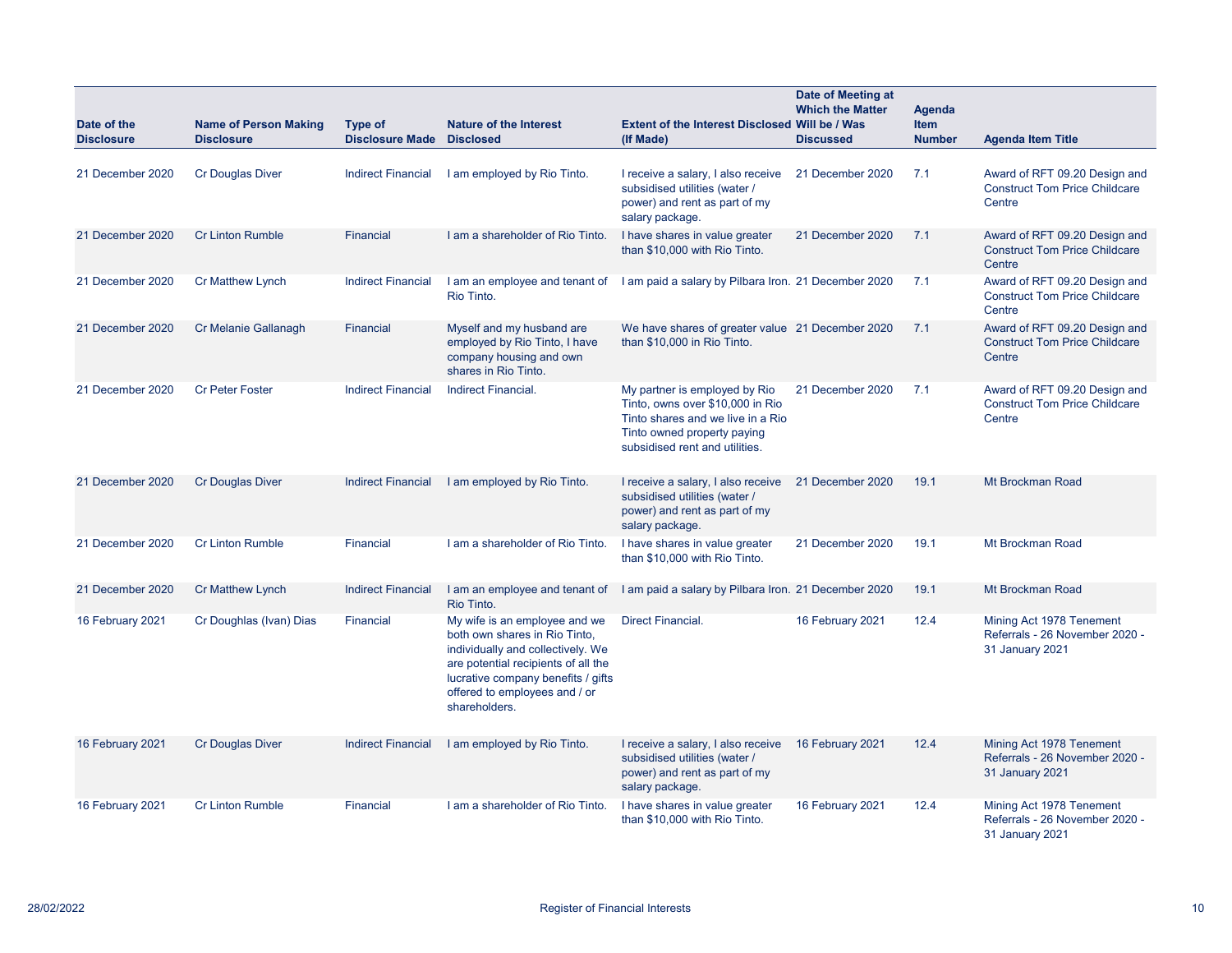| Date of the Disclosure | Name of Person Making Disclosure | Type of Disclosure Made | Nature of the Interest Disclosed | Extent of the Interest Disclosed (If Made) | Date of Meeting at Which the Matter Will be / Was Discussed | Agenda Item Number | Agenda Item Title |
|---|---|---|---|---|---|---|---|
| 21 December 2020 | Cr Douglas Diver | Indirect Financial | I am employed by Rio Tinto. | I receive a salary, I also receive subsidised utilities (water / power) and rent as part of my salary package. | 21 December 2020 | 7.1 | Award of RFT 09.20 Design and Construct Tom Price Childcare Centre |
| 21 December 2020 | Cr Linton Rumble | Financial | I am a shareholder of Rio Tinto. | I have shares in value greater than $10,000 with Rio Tinto. | 21 December 2020 | 7.1 | Award of RFT 09.20 Design and Construct Tom Price Childcare Centre |
| 21 December 2020 | Cr Matthew Lynch | Indirect Financial | I am an employee and tenant of Rio Tinto. | I am paid a salary by Pilbara Iron. | 21 December 2020 | 7.1 | Award of RFT 09.20 Design and Construct Tom Price Childcare Centre |
| 21 December 2020 | Cr Melanie Gallanagh | Financial | Myself and my husband are employed by Rio Tinto, I have company housing and own shares in Rio Tinto. | We have shares of greater value than $10,000 in Rio Tinto. | 21 December 2020 | 7.1 | Award of RFT 09.20 Design and Construct Tom Price Childcare Centre |
| 21 December 2020 | Cr Peter Foster | Indirect Financial | Indirect Financial. | My partner is employed by Rio Tinto, owns over $10,000 in Rio Tinto shares and we live in a Rio Tinto owned property paying subsidised rent and utilities. | 21 December 2020 | 7.1 | Award of RFT 09.20 Design and Construct Tom Price Childcare Centre |
| 21 December 2020 | Cr Douglas Diver | Indirect Financial | I am employed by Rio Tinto. | I receive a salary, I also receive subsidised utilities (water / power) and rent as part of my salary package. | 21 December 2020 | 19.1 | Mt Brockman Road |
| 21 December 2020 | Cr Linton Rumble | Financial | I am a shareholder of Rio Tinto. | I have shares in value greater than $10,000 with Rio Tinto. | 21 December 2020 | 19.1 | Mt Brockman Road |
| 21 December 2020 | Cr Matthew Lynch | Indirect Financial | I am an employee and tenant of Rio Tinto. | I am paid a salary by Pilbara Iron. | 21 December 2020 | 19.1 | Mt Brockman Road |
| 16 February 2021 | Cr Doughlas (Ivan) Dias | Financial | My wife is an employee and we both own shares in Rio Tinto, individually and collectively. We are potential recipients of all the lucrative company benefits / gifts offered to employees and / or shareholders. | Direct Financial. | 16 February 2021 | 12.4 | Mining Act 1978 Tenement Referrals - 26 November 2020 - 31 January 2021 |
| 16 February 2021 | Cr Douglas Diver | Indirect Financial | I am employed by Rio Tinto. | I receive a salary, I also receive subsidised utilities (water / power) and rent as part of my salary package. | 16 February 2021 | 12.4 | Mining Act 1978 Tenement Referrals - 26 November 2020 - 31 January 2021 |
| 16 February 2021 | Cr Linton Rumble | Financial | I am a shareholder of Rio Tinto. | I have shares in value greater than $10,000 with Rio Tinto. | 16 February 2021 | 12.4 | Mining Act 1978 Tenement Referrals - 26 November 2020 - 31 January 2021 |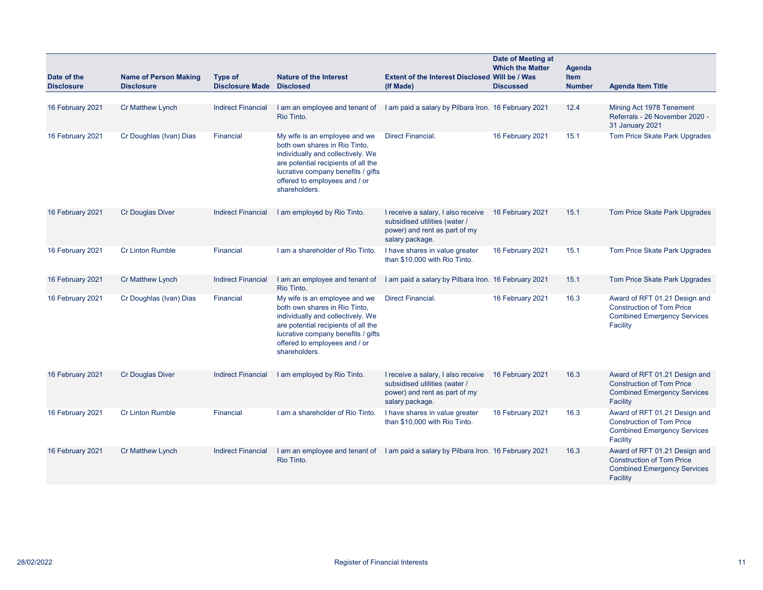| Date of the Disclosure | Name of Person Making Disclosure | Type of Disclosure Made | Nature of the Interest Disclosed | Extent of the Interest Disclosed (If Made) | Date of Meeting at Which the Matter Will be / Was Discussed | Agenda Item Number | Agenda Item Title |
|---|---|---|---|---|---|---|---|
| 16 February 2021 | Cr Matthew Lynch | Indirect Financial | I am an employee and tenant of Rio Tinto. | I am paid a salary by Pilbara Iron. | 16 February 2021 | 12.4 | Mining Act 1978 Tenement Referrals - 26 November 2020 - 31 January 2021 |
| 16 February 2021 | Cr Doughlas (Ivan) Dias | Financial | My wife is an employee and we both own shares in Rio Tinto, individually and collectively. We are potential recipients of all the lucrative company benefits / gifts offered to employees and / or shareholders. | Direct Financial. | 16 February 2021 | 15.1 | Tom Price Skate Park Upgrades |
| 16 February 2021 | Cr Douglas Diver | Indirect Financial | I am employed by Rio Tinto. | I receive a salary, I also receive subsidised utilities (water / power) and rent as part of my salary package. | 16 February 2021 | 15.1 | Tom Price Skate Park Upgrades |
| 16 February 2021 | Cr Linton Rumble | Financial | I am a shareholder of Rio Tinto. | I have shares in value greater than $10,000 with Rio Tinto. | 16 February 2021 | 15.1 | Tom Price Skate Park Upgrades |
| 16 February 2021 | Cr Matthew Lynch | Indirect Financial | I am an employee and tenant of Rio Tinto. | I am paid a salary by Pilbara Iron. | 16 February 2021 | 15.1 | Tom Price Skate Park Upgrades |
| 16 February 2021 | Cr Doughlas (Ivan) Dias | Financial | My wife is an employee and we both own shares in Rio Tinto, individually and collectively. We are potential recipients of all the lucrative company benefits / gifts offered to employees and / or shareholders. | Direct Financial. | 16 February 2021 | 16.3 | Award of RFT 01.21 Design and Construction of Tom Price Combined Emergency Services Facility |
| 16 February 2021 | Cr Douglas Diver | Indirect Financial | I am employed by Rio Tinto. | I receive a salary, I also receive subsidised utilities (water / power) and rent as part of my salary package. | 16 February 2021 | 16.3 | Award of RFT 01.21 Design and Construction of Tom Price Combined Emergency Services Facility |
| 16 February 2021 | Cr Linton Rumble | Financial | I am a shareholder of Rio Tinto. | I have shares in value greater than $10,000 with Rio Tinto. | 16 February 2021 | 16.3 | Award of RFT 01.21 Design and Construction of Tom Price Combined Emergency Services Facility |
| 16 February 2021 | Cr Matthew Lynch | Indirect Financial | I am an employee and tenant of Rio Tinto. | I am paid a salary by Pilbara Iron. | 16 February 2021 | 16.3 | Award of RFT 01.21 Design and Construction of Tom Price Combined Emergency Services Facility |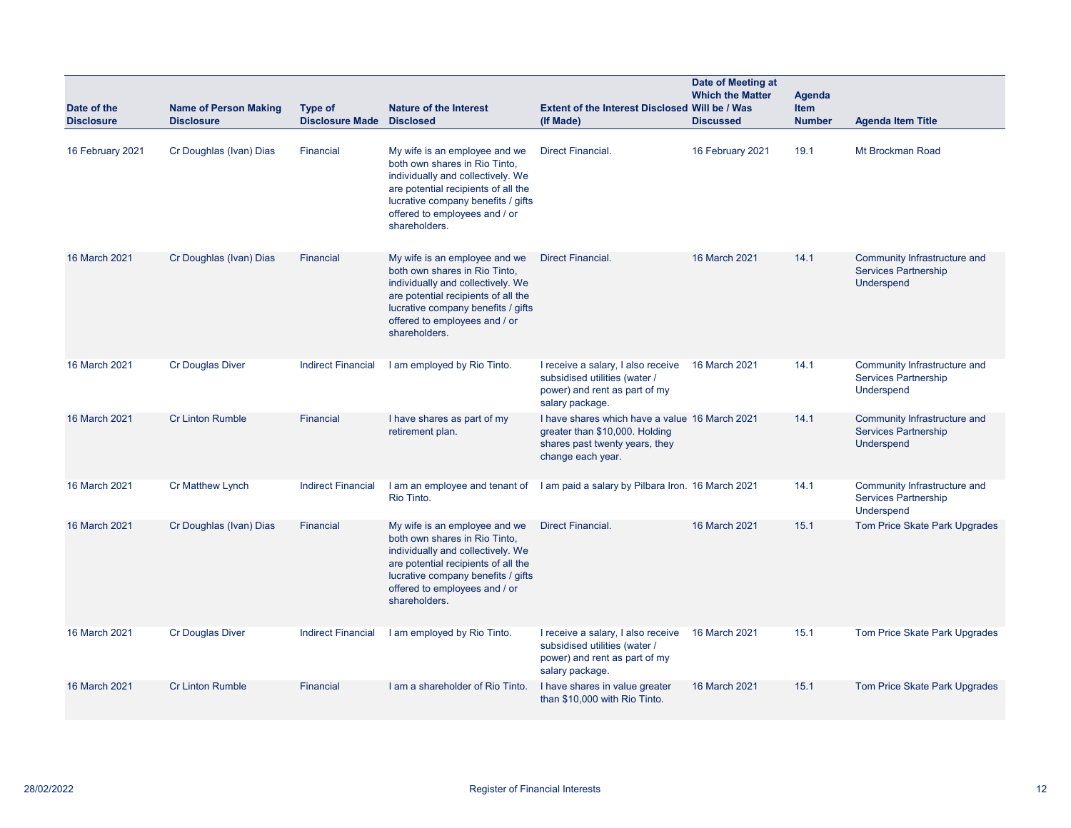| Date of the Disclosure | Name of Person Making Disclosure | Type of Disclosure Made | Nature of the Interest Disclosed | Extent of the Interest Disclosed (If Made) | Date of Meeting at Which the Matter Will be / Was Discussed | Agenda Item Number | Agenda Item Title |
|---|---|---|---|---|---|---|---|
| 16 February 2021 | Cr Doughlas (Ivan) Dias | Financial | My wife is an employee and we both own shares in Rio Tinto, individually and collectively. We are potential recipients of all the lucrative company benefits / gifts offered to employees and / or shareholders. | Direct Financial. | 16 February 2021 | 19.1 | Mt Brockman Road |
| 16 March 2021 | Cr Doughlas (Ivan) Dias | Financial | My wife is an employee and we both own shares in Rio Tinto, individually and collectively. We are potential recipients of all the lucrative company benefits / gifts offered to employees and / or shareholders. | Direct Financial. | 16 March 2021 | 14.1 | Community Infrastructure and Services Partnership Underspend |
| 16 March 2021 | Cr Douglas Diver | Indirect Financial | I am employed by Rio Tinto. | I receive a salary, I also receive subsidised utilities (water / power) and rent as part of my salary package. | 16 March 2021 | 14.1 | Community Infrastructure and Services Partnership Underspend |
| 16 March 2021 | Cr Linton Rumble | Financial | I have shares as part of my retirement plan. | I have shares which have a value greater than $10,000. Holding shares past twenty years, they change each year. | 16 March 2021 | 14.1 | Community Infrastructure and Services Partnership Underspend |
| 16 March 2021 | Cr Matthew Lynch | Indirect Financial | I am an employee and tenant of Rio Tinto. | I am paid a salary by Pilbara Iron. | 16 March 2021 | 14.1 | Community Infrastructure and Services Partnership Underspend |
| 16 March 2021 | Cr Doughlas (Ivan) Dias | Financial | My wife is an employee and we both own shares in Rio Tinto, individually and collectively. We are potential recipients of all the lucrative company benefits / gifts offered to employees and / or shareholders. | Direct Financial. | 16 March 2021 | 15.1 | Tom Price Skate Park Upgrades |
| 16 March 2021 | Cr Douglas Diver | Indirect Financial | I am employed by Rio Tinto. | I receive a salary, I also receive subsidised utilities (water / power) and rent as part of my salary package. | 16 March 2021 | 15.1 | Tom Price Skate Park Upgrades |
| 16 March 2021 | Cr Linton Rumble | Financial | I am a shareholder of Rio Tinto. | I have shares in value greater than $10,000 with Rio Tinto. | 16 March 2021 | 15.1 | Tom Price Skate Park Upgrades |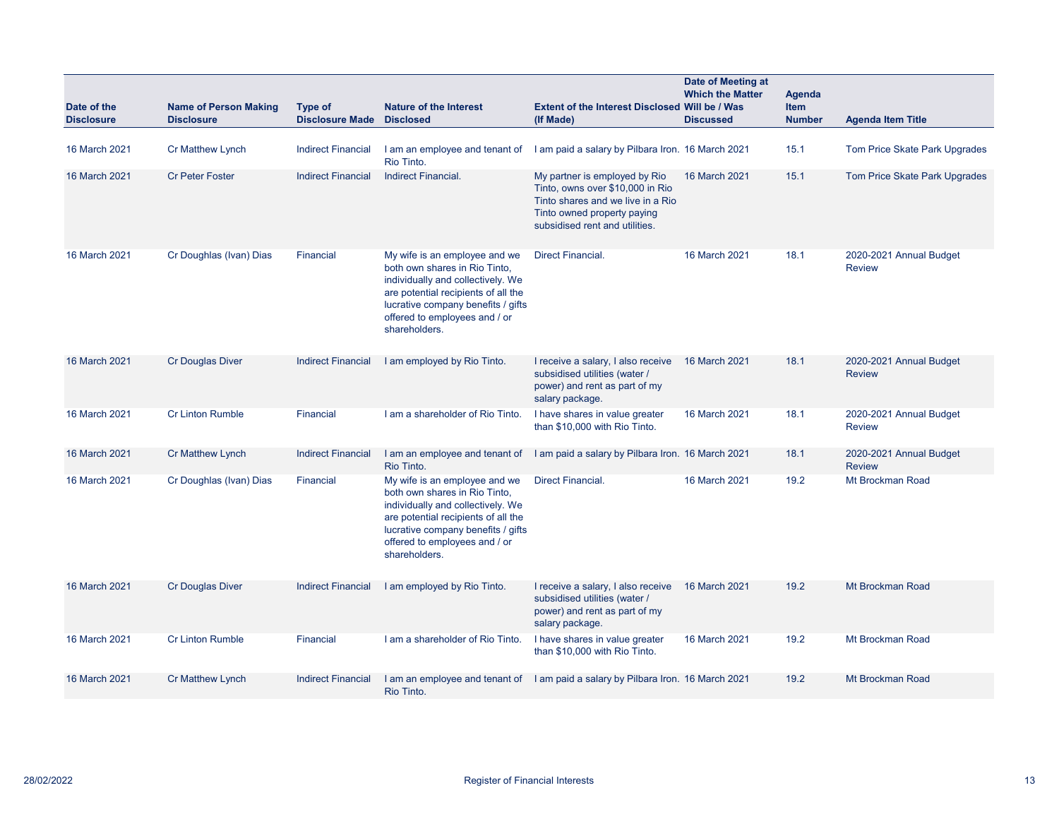| Date of the Disclosure | Name of Person Making Disclosure | Type of Disclosure Made | Nature of the Interest Disclosed | Extent of the Interest Disclosed (If Made) | Date of Meeting at Which the Matter Will be / Was Discussed | Agenda Item Number | Agenda Item Title |
|---|---|---|---|---|---|---|---|
| 16 March 2021 | Cr Matthew Lynch | Indirect Financial | I am an employee and tenant of Rio Tinto. | I am paid a salary by Pilbara Iron. | 16 March 2021 | 15.1 | Tom Price Skate Park Upgrades |
| 16 March 2021 | Cr Peter Foster | Indirect Financial | Indirect Financial. | My partner is employed by Rio Tinto, owns over $10,000 in Rio Tinto shares and we live in a Rio Tinto owned property paying subsidised rent and utilities. | 16 March 2021 | 15.1 | Tom Price Skate Park Upgrades |
| 16 March 2021 | Cr Doughlas (Ivan) Dias | Financial | My wife is an employee and we both own shares in Rio Tinto, individually and collectively. We are potential recipients of all the lucrative company benefits / gifts offered to employees and / or shareholders. | Direct Financial. | 16 March 2021 | 18.1 | 2020-2021 Annual Budget Review |
| 16 March 2021 | Cr Douglas Diver | Indirect Financial | I am employed by Rio Tinto. | I receive a salary, I also receive subsidised utilities (water / power) and rent as part of my salary package. | 16 March 2021 | 18.1 | 2020-2021 Annual Budget Review |
| 16 March 2021 | Cr Linton Rumble | Financial | I am a shareholder of Rio Tinto. | I have shares in value greater than $10,000 with Rio Tinto. | 16 March 2021 | 18.1 | 2020-2021 Annual Budget Review |
| 16 March 2021 | Cr Matthew Lynch | Indirect Financial | I am an employee and tenant of Rio Tinto. | I am paid a salary by Pilbara Iron. | 16 March 2021 | 18.1 | 2020-2021 Annual Budget Review |
| 16 March 2021 | Cr Doughlas (Ivan) Dias | Financial | My wife is an employee and we both own shares in Rio Tinto, individually and collectively. We are potential recipients of all the lucrative company benefits / gifts offered to employees and / or shareholders. | Direct Financial. | 16 March 2021 | 19.2 | Mt Brockman Road |
| 16 March 2021 | Cr Douglas Diver | Indirect Financial | I am employed by Rio Tinto. | I receive a salary, I also receive subsidised utilities (water / power) and rent as part of my salary package. | 16 March 2021 | 19.2 | Mt Brockman Road |
| 16 March 2021 | Cr Linton Rumble | Financial | I am a shareholder of Rio Tinto. | I have shares in value greater than $10,000 with Rio Tinto. | 16 March 2021 | 19.2 | Mt Brockman Road |
| 16 March 2021 | Cr Matthew Lynch | Indirect Financial | I am an employee and tenant of Rio Tinto. | I am paid a salary by Pilbara Iron. | 16 March 2021 | 19.2 | Mt Brockman Road |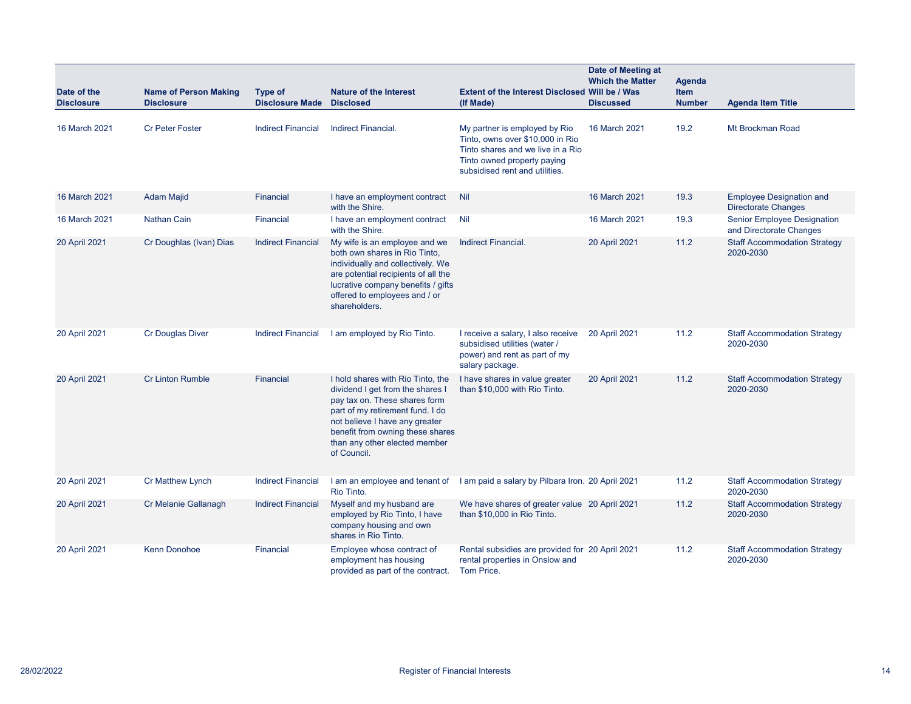| Date of the Disclosure | Name of Person Making Disclosure | Type of Disclosure Made | Nature of the Interest Disclosed | Extent of the Interest Disclosed (If Made) | Date of Meeting at Which the Matter Will be / Was Discussed | Agenda Item Number | Agenda Item Title |
|---|---|---|---|---|---|---|---|
| 16 March 2021 | Cr Peter Foster | Indirect Financial | Indirect Financial. | My partner is employed by Rio Tinto, owns over $10,000 in Rio Tinto shares and we live in a Rio Tinto owned property paying subsidised rent and utilities. | 16 March 2021 | 19.2 | Mt Brockman Road |
| 16 March 2021 | Adam Majid | Financial | I have an employment contract with the Shire. | Nil | 16 March 2021 | 19.3 | Employee Designation and Directorate Changes |
| 16 March 2021 | Nathan Cain | Financial | I have an employment contract with the Shire. | Nil | 16 March 2021 | 19.3 | Senior Employee Designation and Directorate Changes |
| 20 April 2021 | Cr Doughlas (Ivan) Dias | Indirect Financial | My wife is an employee and we both own shares in Rio Tinto, individually and collectively. We are potential recipients of all the lucrative company benefits / gifts offered to employees and / or shareholders. | Indirect Financial. | 20 April 2021 | 11.2 | Staff Accommodation Strategy 2020-2030 |
| 20 April 2021 | Cr Douglas Diver | Indirect Financial | I am employed by Rio Tinto. | I receive a salary, I also receive subsidised utilities (water / power) and rent as part of my salary package. | 20 April 2021 | 11.2 | Staff Accommodation Strategy 2020-2030 |
| 20 April 2021 | Cr Linton Rumble | Financial | I hold shares with Rio Tinto, the dividend I get from the shares I pay tax on. These shares form part of my retirement fund. I do not believe I have any greater benefit from owning these shares than any other elected member of Council. | I have shares in value greater than $10,000 with Rio Tinto. | 20 April 2021 | 11.2 | Staff Accommodation Strategy 2020-2030 |
| 20 April 2021 | Cr Matthew Lynch | Indirect Financial | I am an employee and tenant of Rio Tinto. | I am paid a salary by Pilbara Iron. | 20 April 2021 | 11.2 | Staff Accommodation Strategy 2020-2030 |
| 20 April 2021 | Cr Melanie Gallanagh | Indirect Financial | Myself and my husband are employed by Rio Tinto, I have company housing and own shares in Rio Tinto. | We have shares of greater value than $10,000 in Rio Tinto. | 20 April 2021 | 11.2 | Staff Accommodation Strategy 2020-2030 |
| 20 April 2021 | Kenn Donohoe | Financial | Employee whose contract of employment has housing provided as part of the contract. | Rental subsidies are provided for rental properties in Onslow and Tom Price. | 20 April 2021 | 11.2 | Staff Accommodation Strategy 2020-2030 |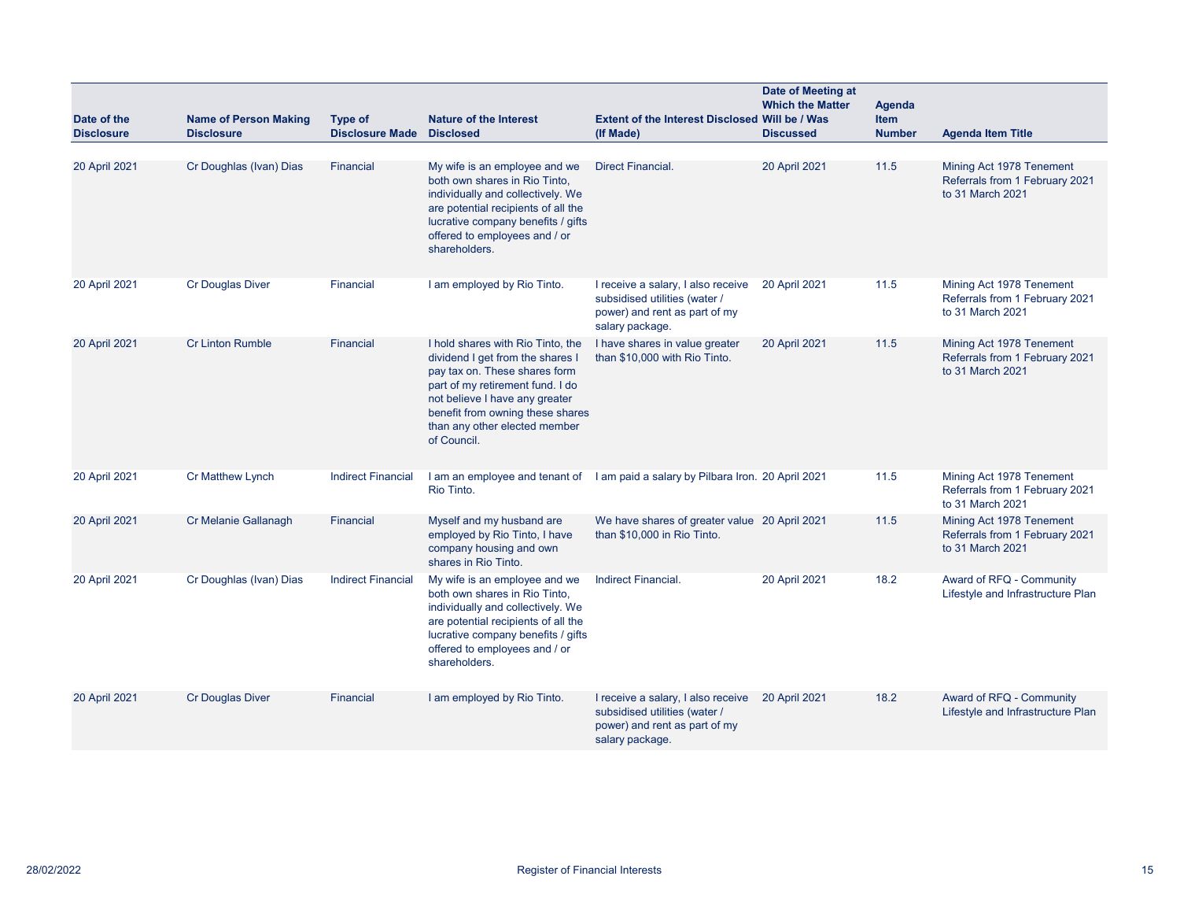| Date of the Disclosure | Name of Person Making Disclosure | Type of Disclosure Made | Nature of the Interest Disclosed | Extent of the Interest Disclosed (If Made) | Date of Meeting at Which the Matter Will be / Was Discussed | Agenda Item Number | Agenda Item Title |
|---|---|---|---|---|---|---|---|
| 20 April 2021 | Cr Doughlas (Ivan) Dias | Financial | My wife is an employee and we both own shares in Rio Tinto, individually and collectively. We are potential recipients of all the lucrative company benefits / gifts offered to employees and / or shareholders. | Direct Financial. | 20 April 2021 | 11.5 | Mining Act 1978 Tenement Referrals from 1 February 2021 to 31 March 2021 |
| 20 April 2021 | Cr Douglas Diver | Financial | I am employed by Rio Tinto. | I receive a salary, I also receive subsidised utilities (water / power) and rent as part of my salary package. | 20 April 2021 | 11.5 | Mining Act 1978 Tenement Referrals from 1 February 2021 to 31 March 2021 |
| 20 April 2021 | Cr Linton Rumble | Financial | I hold shares with Rio Tinto, the dividend I get from the shares I pay tax on. These shares form part of my retirement fund. I do not believe I have any greater benefit from owning these shares than any other elected member of Council. | I have shares in value greater than $10,000 with Rio Tinto. | 20 April 2021 | 11.5 | Mining Act 1978 Tenement Referrals from 1 February 2021 to 31 March 2021 |
| 20 April 2021 | Cr Matthew Lynch | Indirect Financial | I am an employee and tenant of Rio Tinto. | I am paid a salary by Pilbara Iron. | 20 April 2021 | 11.5 | Mining Act 1978 Tenement Referrals from 1 February 2021 to 31 March 2021 |
| 20 April 2021 | Cr Melanie Gallanagh | Financial | Myself and my husband are employed by Rio Tinto, I have company housing and own shares in Rio Tinto. | We have shares of greater value than $10,000 in Rio Tinto. | 20 April 2021 | 11.5 | Mining Act 1978 Tenement Referrals from 1 February 2021 to 31 March 2021 |
| 20 April 2021 | Cr Doughlas (Ivan) Dias | Indirect Financial | My wife is an employee and we both own shares in Rio Tinto, individually and collectively. We are potential recipients of all the lucrative company benefits / gifts offered to employees and / or shareholders. | Indirect Financial. | 20 April 2021 | 18.2 | Award of RFQ - Community Lifestyle and Infrastructure Plan |
| 20 April 2021 | Cr Douglas Diver | Financial | I am employed by Rio Tinto. | I receive a salary, I also receive subsidised utilities (water / power) and rent as part of my salary package. | 20 April 2021 | 18.2 | Award of RFQ - Community Lifestyle and Infrastructure Plan |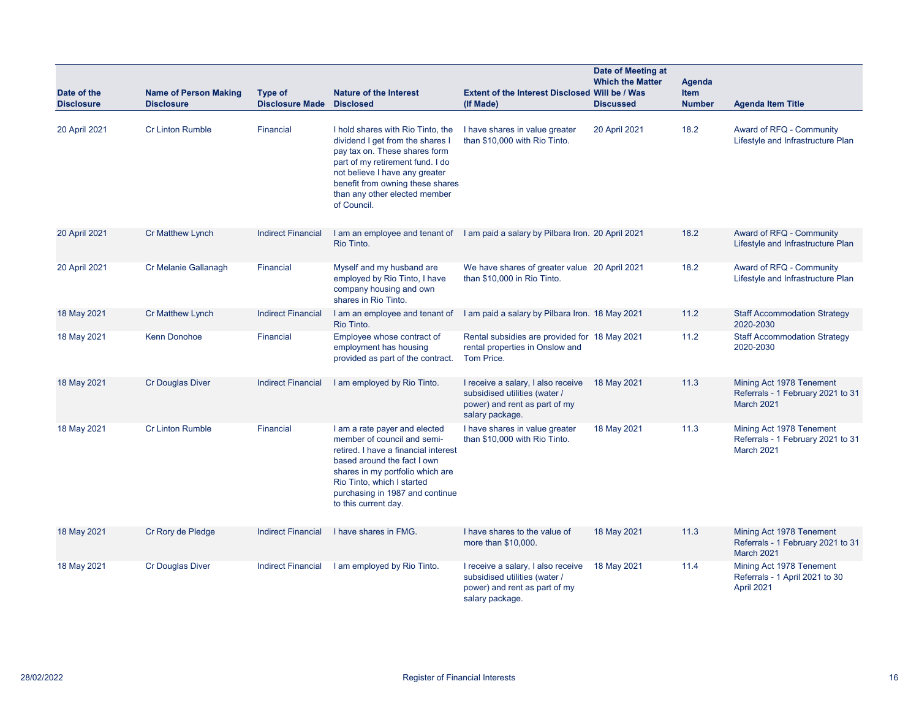| Date of the Disclosure | Name of Person Making Disclosure | Type of Disclosure Made | Nature of the Interest Disclosed | Extent of the Interest Disclosed (If Made) | Date of Meeting at Which the Matter Will be / Was Discussed | Agenda Item Number | Agenda Item Title |
|---|---|---|---|---|---|---|---|
| 20 April 2021 | Cr Linton Rumble | Financial | I hold shares with Rio Tinto, the dividend I get from the shares I pay tax on. These shares form part of my retirement fund. I do not believe I have any greater benefit from owning these shares than any other elected member of Council. | I have shares in value greater than $10,000 with Rio Tinto. | 20 April 2021 | 18.2 | Award of RFQ - Community Lifestyle and Infrastructure Plan |
| 20 April 2021 | Cr Matthew Lynch | Indirect Financial | I am an employee and tenant of Rio Tinto. | I am paid a salary by Pilbara Iron. | 20 April 2021 | 18.2 | Award of RFQ - Community Lifestyle and Infrastructure Plan |
| 20 April 2021 | Cr Melanie Gallanagh | Financial | Myself and my husband are employed by Rio Tinto, I have company housing and own shares in Rio Tinto. | We have shares of greater value than $10,000 in Rio Tinto. | 20 April 2021 | 18.2 | Award of RFQ - Community Lifestyle and Infrastructure Plan |
| 18 May 2021 | Cr Matthew Lynch | Indirect Financial | I am an employee and tenant of Rio Tinto. | I am paid a salary by Pilbara Iron. | 18 May 2021 | 11.2 | Staff Accommodation Strategy 2020-2030 |
| 18 May 2021 | Kenn Donohoe | Financial | Employee whose contract of employment has housing provided as part of the contract. | Rental subsidies are provided for rental properties in Onslow and Tom Price. | 18 May 2021 | 11.2 | Staff Accommodation Strategy 2020-2030 |
| 18 May 2021 | Cr Douglas Diver | Indirect Financial | I am employed by Rio Tinto. | I receive a salary, I also receive subsidised utilities (water / power) and rent as part of my salary package. | 18 May 2021 | 11.3 | Mining Act 1978 Tenement Referrals - 1 February 2021 to 31 March 2021 |
| 18 May 2021 | Cr Linton Rumble | Financial | I am a rate payer and elected member of council and semi-retired. I have a financial interest based around the fact I own shares in my portfolio which are Rio Tinto, which I started purchasing in 1987 and continue to this current day. | I have shares in value greater than $10,000 with Rio Tinto. | 18 May 2021 | 11.3 | Mining Act 1978 Tenement Referrals - 1 February 2021 to 31 March 2021 |
| 18 May 2021 | Cr Rory de Pledge | Indirect Financial | I have shares in FMG. | I have shares to the value of more than $10,000. | 18 May 2021 | 11.3 | Mining Act 1978 Tenement Referrals - 1 February 2021 to 31 March 2021 |
| 18 May 2021 | Cr Douglas Diver | Indirect Financial | I am employed by Rio Tinto. | I receive a salary, I also receive subsidised utilities (water / power) and rent as part of my salary package. | 18 May 2021 | 11.4 | Mining Act 1978 Tenement Referrals - 1 April 2021 to 30 April 2021 |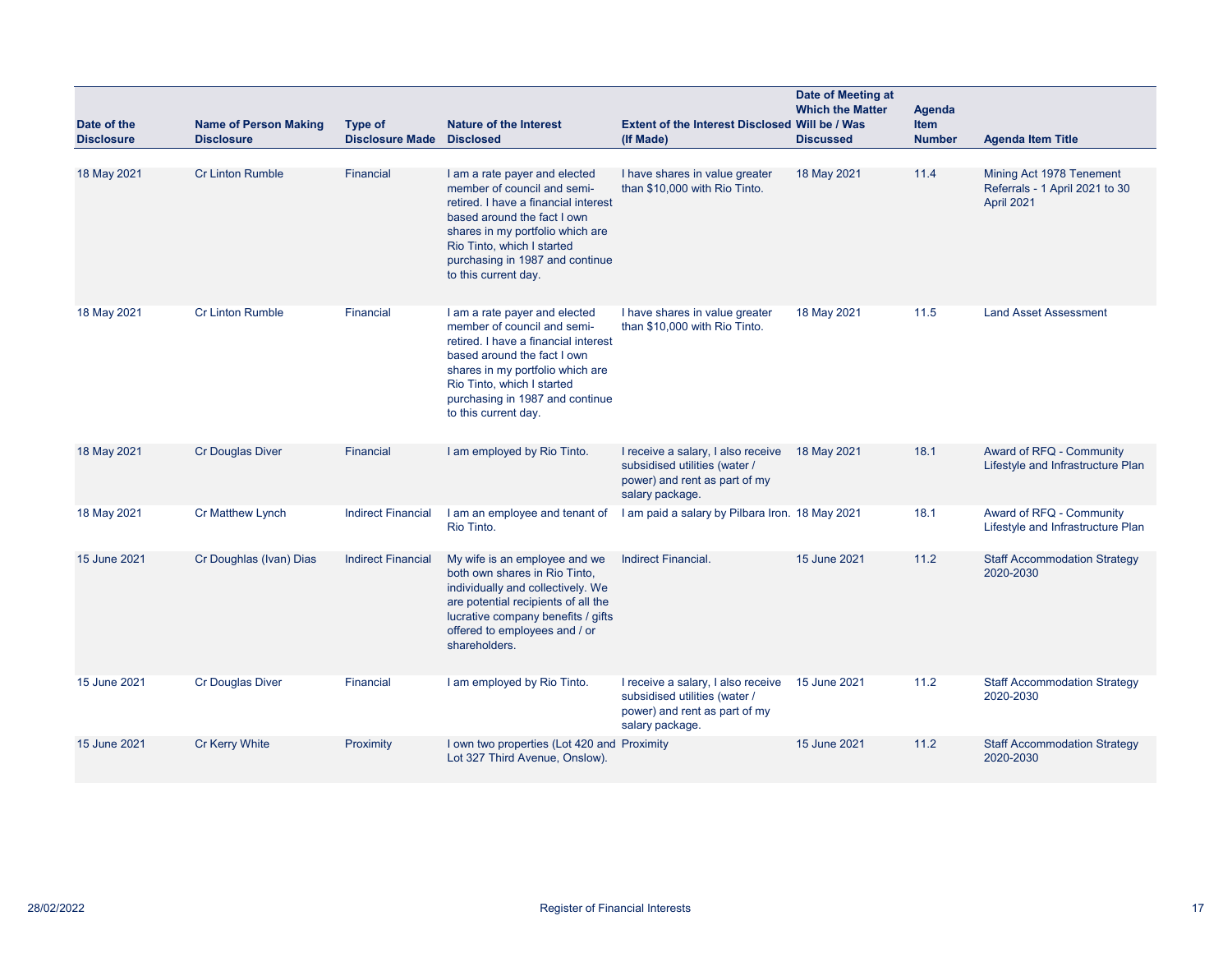| Date of the Disclosure | Name of Person Making Disclosure | Type of Disclosure Made | Nature of the Interest Disclosed | Extent of the Interest Disclosed (If Made) | Date of Meeting at Which the Matter Will be / Was Discussed | Agenda Item Number | Agenda Item Title |
|---|---|---|---|---|---|---|---|
| 18 May 2021 | Cr Linton Rumble | Financial | I am a rate payer and elected member of council and semi-retired. I have a financial interest based around the fact I own shares in my portfolio which are Rio Tinto, which I started purchasing in 1987 and continue to this current day. | I have shares in value greater than $10,000 with Rio Tinto. | 18 May 2021 | 11.4 | Mining Act 1978 Tenement Referrals - 1 April 2021 to 30 April 2021 |
| 18 May 2021 | Cr Linton Rumble | Financial | I am a rate payer and elected member of council and semi-retired. I have a financial interest based around the fact I own shares in my portfolio which are Rio Tinto, which I started purchasing in 1987 and continue to this current day. | I have shares in value greater than $10,000 with Rio Tinto. | 18 May 2021 | 11.5 | Land Asset Assessment |
| 18 May 2021 | Cr Douglas Diver | Financial | I am employed by Rio Tinto. | I receive a salary, I also receive subsidised utilities (water / power) and rent as part of my salary package. | 18 May 2021 | 18.1 | Award of RFQ - Community Lifestyle and Infrastructure Plan |
| 18 May 2021 | Cr Matthew Lynch | Indirect Financial | I am an employee and tenant of Rio Tinto. | I am paid a salary by Pilbara Iron. | 18 May 2021 | 18.1 | Award of RFQ - Community Lifestyle and Infrastructure Plan |
| 15 June 2021 | Cr Doughlas (Ivan) Dias | Indirect Financial | My wife is an employee and we both own shares in Rio Tinto, individually and collectively. We are potential recipients of all the lucrative company benefits / gifts offered to employees and / or shareholders. | Indirect Financial. | 15 June 2021 | 11.2 | Staff Accommodation Strategy 2020-2030 |
| 15 June 2021 | Cr Douglas Diver | Financial | I am employed by Rio Tinto. | I receive a salary, I also receive subsidised utilities (water / power) and rent as part of my salary package. | 15 June 2021 | 11.2 | Staff Accommodation Strategy 2020-2030 |
| 15 June 2021 | Cr Kerry White | Proximity | I own two properties (Lot 420 and Lot 327 Third Avenue, Onslow). | Proximity | 15 June 2021 | 11.2 | Staff Accommodation Strategy 2020-2030 |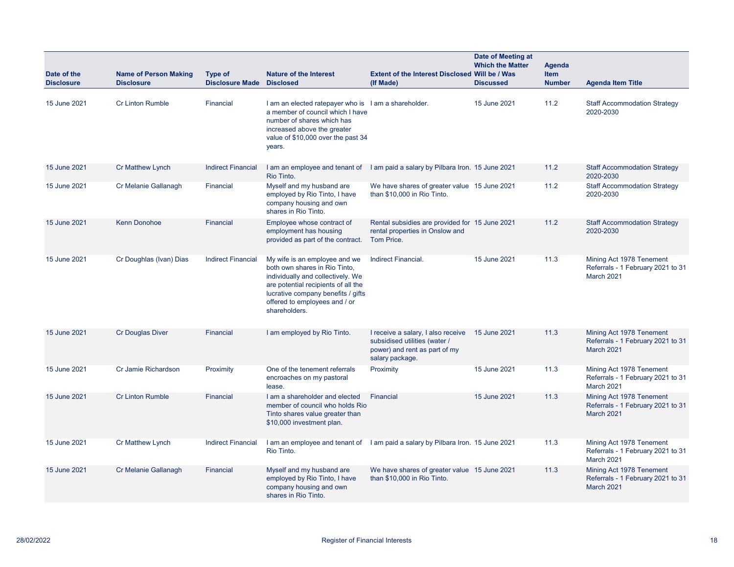| Date of the Disclosure | Name of Person Making Disclosure | Type of Disclosure Made | Nature of the Interest Disclosed | Extent of the Interest Disclosed (If Made) | Date of Meeting at Which the Matter Will be / Was Discussed | Agenda Item Number | Agenda Item Title |
|---|---|---|---|---|---|---|---|
| 15 June 2021 | Cr Linton Rumble | Financial | I am an elected ratepayer who is a member of council which I have number of shares which has increased above the greater value of $10,000 over the past 34 years. | I am a shareholder. | 15 June 2021 | 11.2 | Staff Accommodation Strategy 2020-2030 |
| 15 June 2021 | Cr Matthew Lynch | Indirect Financial | I am an employee and tenant of Rio Tinto. | I am paid a salary by Pilbara Iron. | 15 June 2021 | 11.2 | Staff Accommodation Strategy 2020-2030 |
| 15 June 2021 | Cr Melanie Gallanagh | Financial | Myself and my husband are employed by Rio Tinto, I have company housing and own shares in Rio Tinto. | We have shares of greater value than $10,000 in Rio Tinto. | 15 June 2021 | 11.2 | Staff Accommodation Strategy 2020-2030 |
| 15 June 2021 | Kenn Donohoe | Financial | Employee whose contract of employment has housing provided as part of the contract. | Rental subsidies are provided for rental properties in Onslow and Tom Price. | 15 June 2021 | 11.2 | Staff Accommodation Strategy 2020-2030 |
| 15 June 2021 | Cr Doughlas (Ivan) Dias | Indirect Financial | My wife is an employee and we both own shares in Rio Tinto, individually and collectively. We are potential recipients of all the lucrative company benefits / gifts offered to employees and / or shareholders. | Indirect Financial. | 15 June 2021 | 11.3 | Mining Act 1978 Tenement Referrals - 1 February 2021 to 31 March 2021 |
| 15 June 2021 | Cr Douglas Diver | Financial | I am employed by Rio Tinto. | I receive a salary, I also receive subsidised utilities (water / power) and rent as part of my salary package. | 15 June 2021 | 11.3 | Mining Act 1978 Tenement Referrals - 1 February 2021 to 31 March 2021 |
| 15 June 2021 | Cr Jamie Richardson | Proximity | One of the tenement referrals encroaches on my pastoral lease. | Proximity | 15 June 2021 | 11.3 | Mining Act 1978 Tenement Referrals - 1 February 2021 to 31 March 2021 |
| 15 June 2021 | Cr Linton Rumble | Financial | I am a shareholder and elected member of council who holds Rio Tinto shares value greater than $10,000 investment plan. | Financial | 15 June 2021 | 11.3 | Mining Act 1978 Tenement Referrals - 1 February 2021 to 31 March 2021 |
| 15 June 2021 | Cr Matthew Lynch | Indirect Financial | I am an employee and tenant of Rio Tinto. | I am paid a salary by Pilbara Iron. | 15 June 2021 | 11.3 | Mining Act 1978 Tenement Referrals - 1 February 2021 to 31 March 2021 |
| 15 June 2021 | Cr Melanie Gallanagh | Financial | Myself and my husband are employed by Rio Tinto, I have company housing and own shares in Rio Tinto. | We have shares of greater value than $10,000 in Rio Tinto. | 15 June 2021 | 11.3 | Mining Act 1978 Tenement Referrals - 1 February 2021 to 31 March 2021 |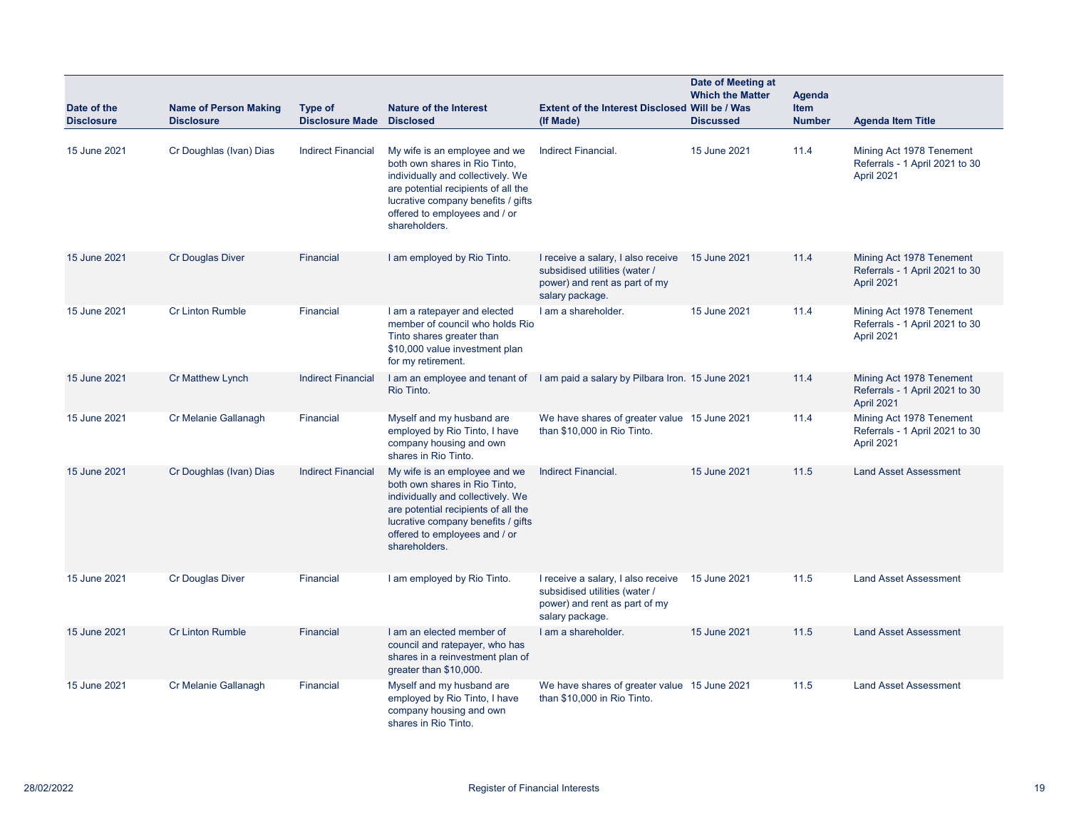| Date of the Disclosure | Name of Person Making Disclosure | Type of Disclosure Made | Nature of the Interest Disclosed | Extent of the Interest Disclosed (If Made) | Date of Meeting at Which the Matter Will be / Was Discussed | Agenda Item Number | Agenda Item Title |
|---|---|---|---|---|---|---|---|
| 15 June 2021 | Cr Doughlas (Ivan) Dias | Indirect Financial | My wife is an employee and we both own shares in Rio Tinto, individually and collectively. We are potential recipients of all the lucrative company benefits / gifts offered to employees and / or shareholders. | Indirect Financial. | 15 June 2021 | 11.4 | Mining Act 1978 Tenement Referrals - 1 April 2021 to 30 April 2021 |
| 15 June 2021 | Cr Douglas Diver | Financial | I am employed by Rio Tinto. | I receive a salary, I also receive subsidised utilities (water / power) and rent as part of my salary package. | 15 June 2021 | 11.4 | Mining Act 1978 Tenement Referrals - 1 April 2021 to 30 April 2021 |
| 15 June 2021 | Cr Linton Rumble | Financial | I am a ratepayer and elected member of council who holds Rio Tinto shares greater than $10,000 value investment plan for my retirement. | I am a shareholder. | 15 June 2021 | 11.4 | Mining Act 1978 Tenement Referrals - 1 April 2021 to 30 April 2021 |
| 15 June 2021 | Cr Matthew Lynch | Indirect Financial | I am an employee and tenant of Rio Tinto. | I am paid a salary by Pilbara Iron. | 15 June 2021 | 11.4 | Mining Act 1978 Tenement Referrals - 1 April 2021 to 30 April 2021 |
| 15 June 2021 | Cr Melanie Gallanagh | Financial | Myself and my husband are employed by Rio Tinto, I have company housing and own shares in Rio Tinto. | We have shares of greater value than $10,000 in Rio Tinto. | 15 June 2021 | 11.4 | Mining Act 1978 Tenement Referrals - 1 April 2021 to 30 April 2021 |
| 15 June 2021 | Cr Doughlas (Ivan) Dias | Indirect Financial | My wife is an employee and we both own shares in Rio Tinto, individually and collectively. We are potential recipients of all the lucrative company benefits / gifts offered to employees and / or shareholders. | Indirect Financial. | 15 June 2021 | 11.5 | Land Asset Assessment |
| 15 June 2021 | Cr Douglas Diver | Financial | I am employed by Rio Tinto. | I receive a salary, I also receive subsidised utilities (water / power) and rent as part of my salary package. | 15 June 2021 | 11.5 | Land Asset Assessment |
| 15 June 2021 | Cr Linton Rumble | Financial | I am an elected member of council and ratepayer, who has shares in a reinvestment plan of greater than $10,000. | I am a shareholder. | 15 June 2021 | 11.5 | Land Asset Assessment |
| 15 June 2021 | Cr Melanie Gallanagh | Financial | Myself and my husband are employed by Rio Tinto, I have company housing and own shares in Rio Tinto. | We have shares of greater value than $10,000 in Rio Tinto. | 15 June 2021 | 11.5 | Land Asset Assessment |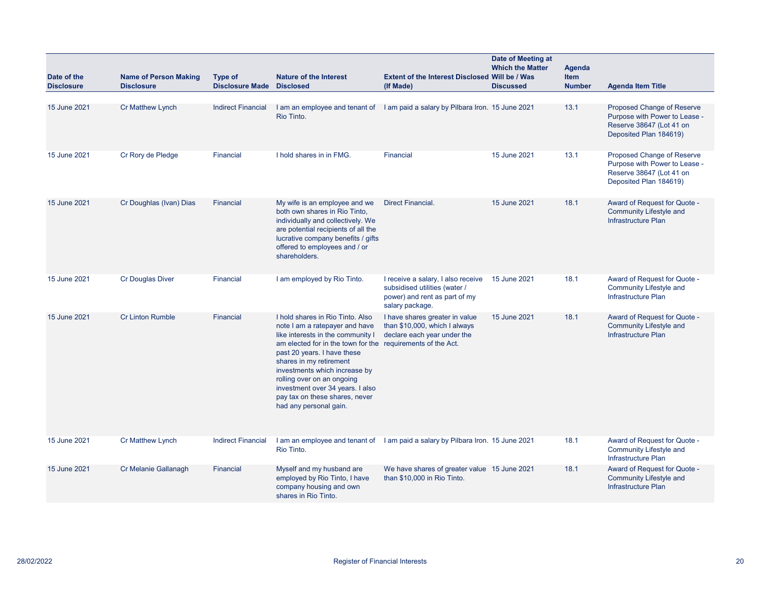| Date of the Disclosure | Name of Person Making Disclosure | Type of Disclosure Made | Nature of the Interest Disclosed | Extent of the Interest Disclosed (If Made) | Date of Meeting at Which the Matter Will be / Was Discussed | Agenda Item Number | Agenda Item Title |
|---|---|---|---|---|---|---|---|
| 15 June 2021 | Cr Matthew Lynch | Indirect Financial | I am an employee and tenant of Rio Tinto. | I am paid a salary by Pilbara Iron. | 15 June 2021 | 13.1 | Proposed Change of Reserve Purpose with Power to Lease - Reserve 38647 (Lot 41 on Deposited Plan 184619) |
| 15 June 2021 | Cr Rory de Pledge | Financial | I hold shares in in FMG. | Financial | 15 June 2021 | 13.1 | Proposed Change of Reserve Purpose with Power to Lease - Reserve 38647 (Lot 41 on Deposited Plan 184619) |
| 15 June 2021 | Cr Doughlas (Ivan) Dias | Financial | My wife is an employee and we both own shares in Rio Tinto, individually and collectively. We are potential recipients of all the lucrative company benefits / gifts offered to employees and / or shareholders. | Direct Financial. | 15 June 2021 | 18.1 | Award of Request for Quote - Community Lifestyle and Infrastructure Plan |
| 15 June 2021 | Cr Douglas Diver | Financial | I am employed by Rio Tinto. | I receive a salary, I also receive subsidised utilities (water / power) and rent as part of my salary package. | 15 June 2021 | 18.1 | Award of Request for Quote - Community Lifestyle and Infrastructure Plan |
| 15 June 2021 | Cr Linton Rumble | Financial | I hold shares in Rio Tinto. Also note I am a ratepayer and have like interests in the community I am elected for in the town for the past 20 years. I have these shares in my retirement investments which increase by rolling over on an ongoing investment over 34 years. I also pay tax on these shares, never had any personal gain. | I have shares greater in value than $10,000, which I always declare each year under the requirements of the Act. | 15 June 2021 | 18.1 | Award of Request for Quote - Community Lifestyle and Infrastructure Plan |
| 15 June 2021 | Cr Matthew Lynch | Indirect Financial | I am an employee and tenant of Rio Tinto. | I am paid a salary by Pilbara Iron. | 15 June 2021 | 18.1 | Award of Request for Quote - Community Lifestyle and Infrastructure Plan |
| 15 June 2021 | Cr Melanie Gallanagh | Financial | Myself and my husband are employed by Rio Tinto, I have company housing and own shares in Rio Tinto. | We have shares of greater value than $10,000 in Rio Tinto. | 15 June 2021 | 18.1 | Award of Request for Quote - Community Lifestyle and Infrastructure Plan |